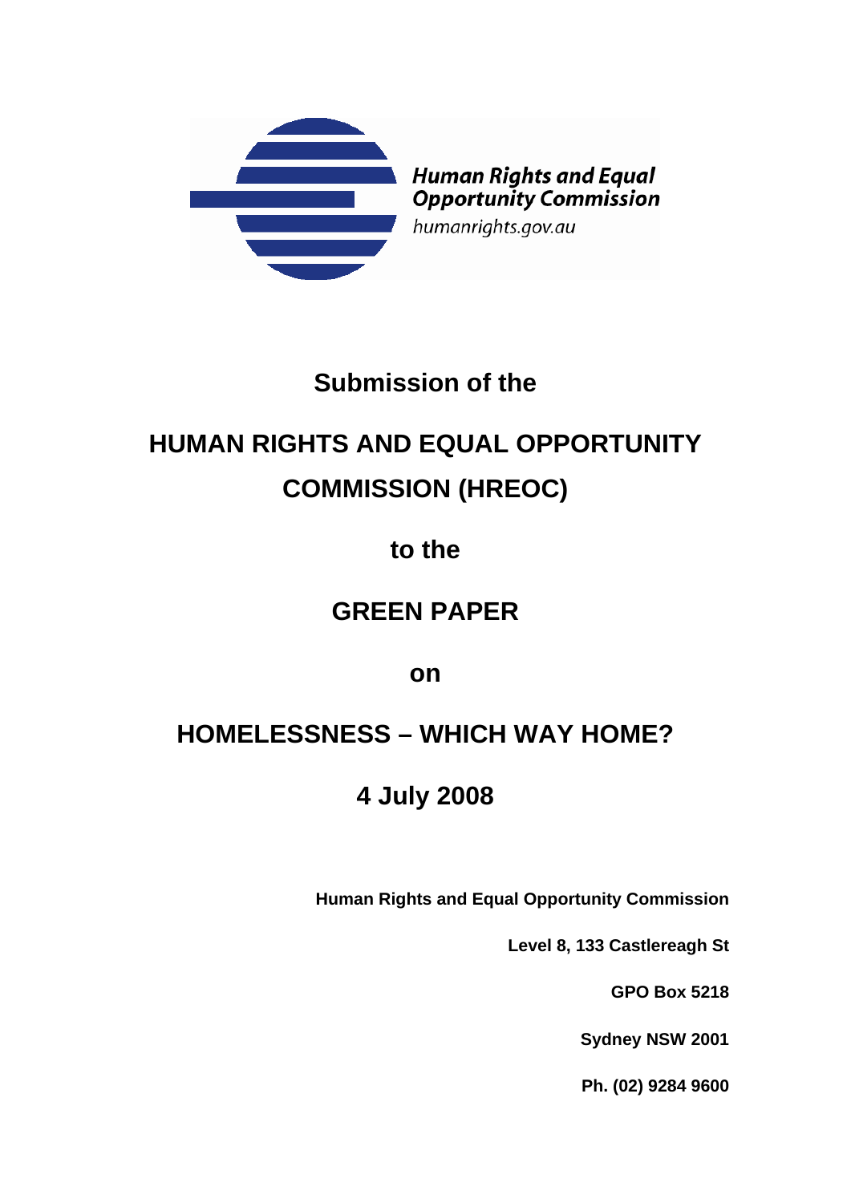Human Rights and Equal Opportunity Commission

humanrights.gov.au

# Submission of the

# HUMAN RIGHTS AND EQUAL OPPORTUNITY COMMISSION (HREOC)

# to the

# GREEN PAPER

# on

# HOMELESSNESS – WHICH WAY HOME?

# 4 July 2008

**Human Rights and Equal Opportunity Commission**

**Level 8, 133 Castlereagh St**

**GPO Box 5218**

**Sydney NSW 2001**

**Ph. (02) 9284 9600**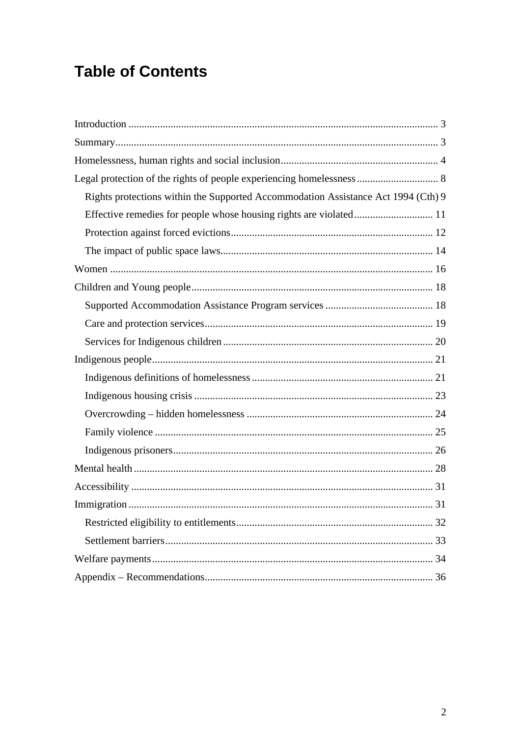# Table of Contents

Introduction .................................................................................................................... 3

Summary.......................................................................................................................... 3

Homelessness, human rights and social inclusion............................................................ 4

Legal protection of the rights of people experiencing homelessness ............................... 8

- Rights protections within the Supported Accommodation Assistance Act 1994 (Cth) 9
- Effective remedies for people whose housing rights are violated .............................. 11
- Protection against forced evictions............................................................................ 12
- The impact of public space laws................................................................................ 14

Women .......................................................................................................................... 16

Children and Young people........................................................................................... 18

- Supported Accommodation Assistance Program services ......................................... 18
- Care and protection services...................................................................................... 19
- Services for Indigenous children ................................................................................ 20

Indigenous people.......................................................................................................... 21

- Indigenous definitions of homelessness .................................................................... 21
- Indigenous housing crisis .......................................................................................... 23
- Overcrowding – hidden homelessness ...................................................................... 24
- Family violence ......................................................................................................... 25
- Indigenous prisoners.................................................................................................. 26

Mental health ................................................................................................................. 28

Accessibility .................................................................................................................. 31

Immigration ................................................................................................................... 31

- Restricted eligibility to entitlements.......................................................................... 32
- Settlement barriers..................................................................................................... 33

Welfare payments.......................................................................................................... 34

Appendix – Recommendations...................................................................................... 36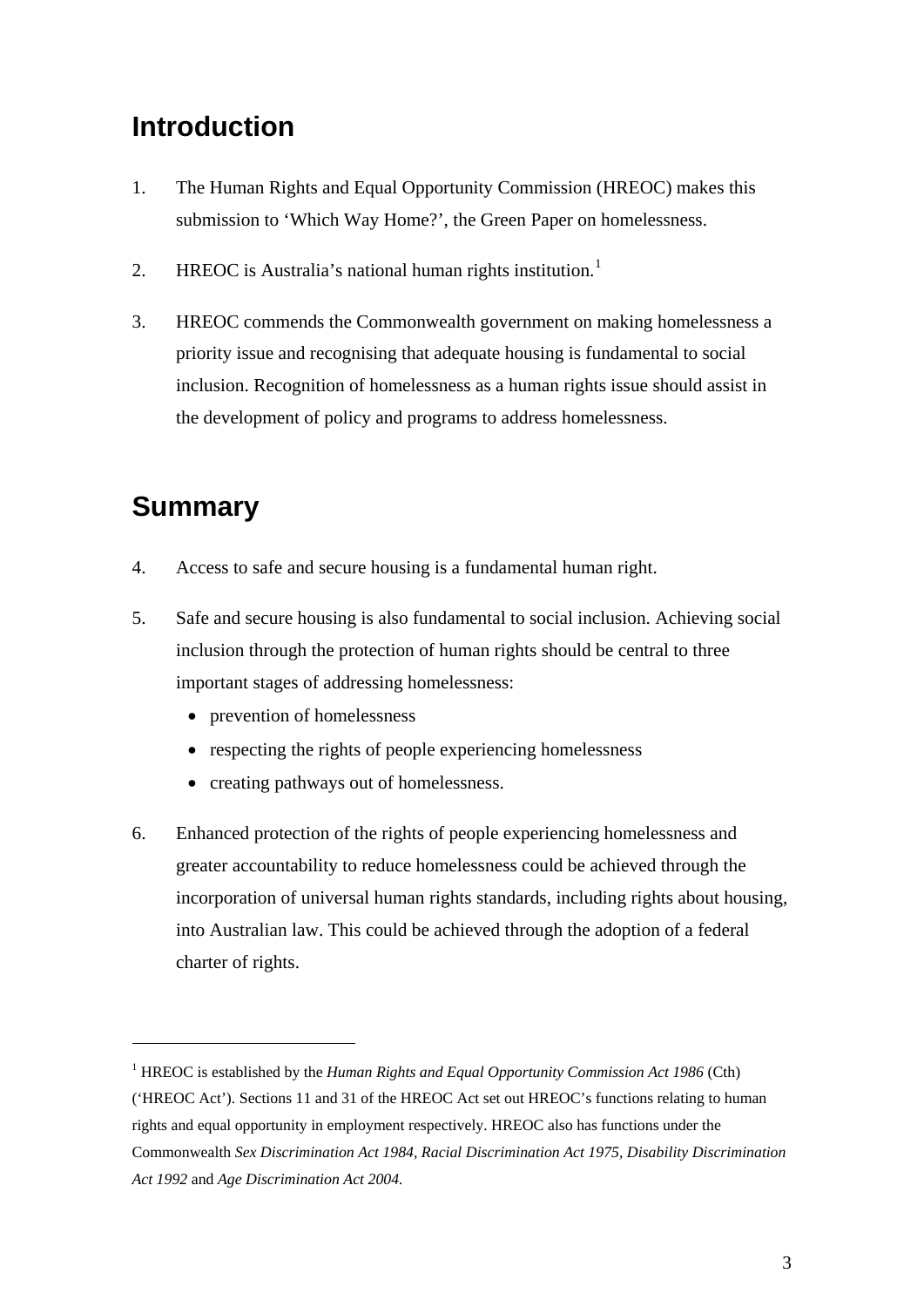## Introduction

1. The Human Rights and Equal Opportunity Commission (HREOC) makes this submission to 'Which Way Home?', the Green Paper on homelessness.

2. HREOC is Australia's national human rights institution.[1]

3. HREOC commends the Commonwealth government on making homelessness a priority issue and recognising that adequate housing is fundamental to social inclusion. Recognition of homelessness as a human rights issue should assist in the development of policy and programs to address homelessness.

## Summary

4. Access to safe and secure housing is a fundamental human right.

5. Safe and secure housing is also fundamental to social inclusion. Achieving social inclusion through the protection of human rights should be central to three important stages of addressing homelessness:
   - prevention of homelessness
   - respecting the rights of people experiencing homelessness
   - creating pathways out of homelessness.

6. Enhanced protection of the rights of people experiencing homelessness and greater accountability to reduce homelessness could be achieved through the incorporation of universal human rights standards, including rights about housing, into Australian law. This could be achieved through the adoption of a federal charter of rights.

---

[1] HREOC is established by the *Human Rights and Equal Opportunity Commission Act 1986* (Cth) ('HREOC Act'). Sections 11 and 31 of the HREOC Act set out HREOC's functions relating to human rights and equal opportunity in employment respectively. HREOC also has functions under the Commonwealth *Sex Discrimination Act 1984, Racial Discrimination Act 1975, Disability Discrimination Act 1992* and *Age Discrimination Act 2004.*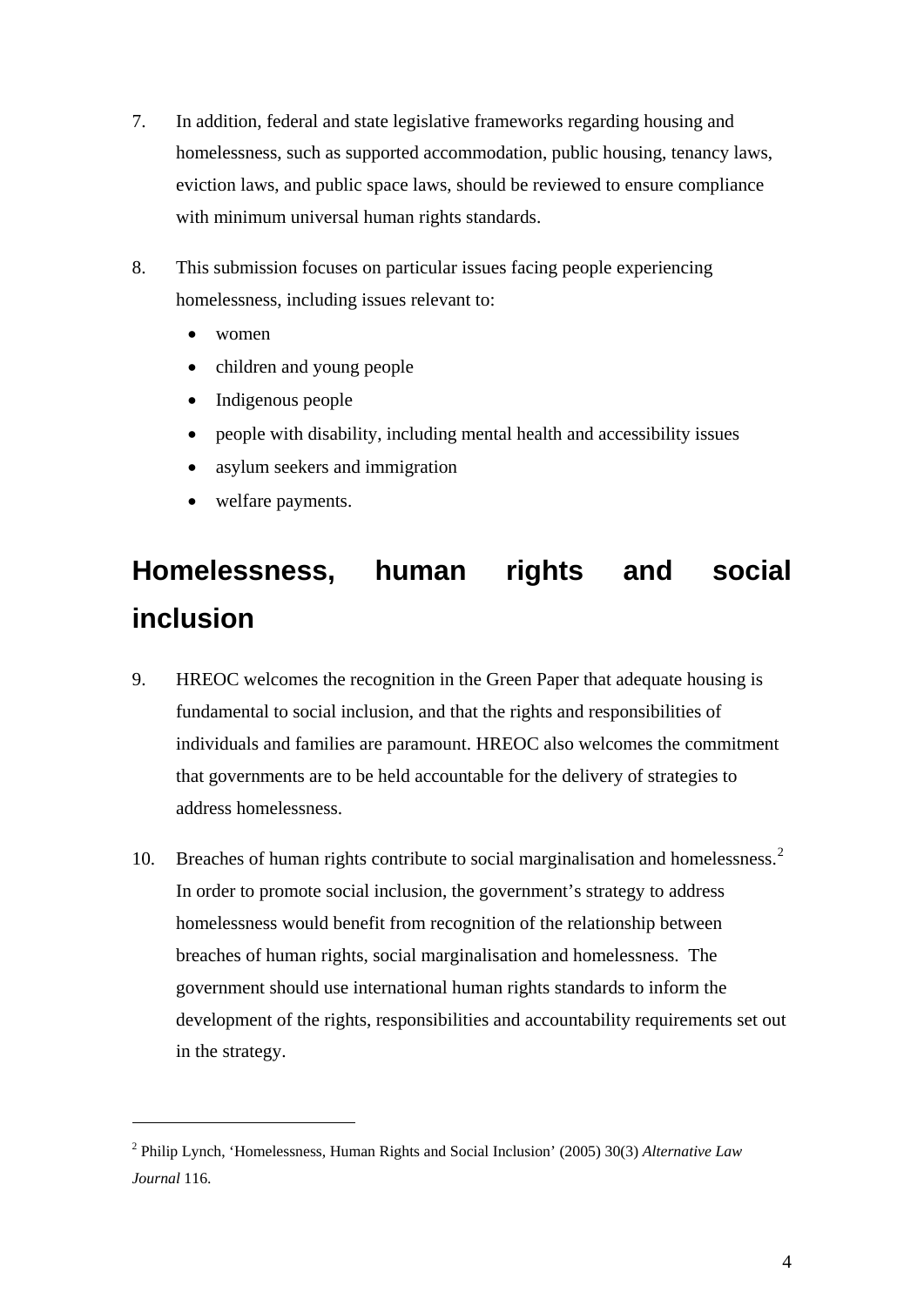7. In addition, federal and state legislative frameworks regarding housing and homelessness, such as supported accommodation, public housing, tenancy laws, eviction laws, and public space laws, should be reviewed to ensure compliance with minimum universal human rights standards.

8. This submission focuses on particular issues facing people experiencing homelessness, including issues relevant to:

   - women
   - children and young people
   - Indigenous people
   - people with disability, including mental health and accessibility issues
   - asylum seekers and immigration
   - welfare payments.

## Homelessness, human rights and social inclusion

9. HREOC welcomes the recognition in the Green Paper that adequate housing is fundamental to social inclusion, and that the rights and responsibilities of individuals and families are paramount. HREOC also welcomes the commitment that governments are to be held accountable for the delivery of strategies to address homelessness.

10. Breaches of human rights contribute to social marginalisation and homelessness.[2] In order to promote social inclusion, the government's strategy to address homelessness would benefit from recognition of the relationship between breaches of human rights, social marginalisation and homelessness. The government should use international human rights standards to inform the development of the rights, responsibilities and accountability requirements set out in the strategy.

---

[2] Philip Lynch, 'Homelessness, Human Rights and Social Inclusion' (2005) 30(3) *Alternative Law Journal* 116.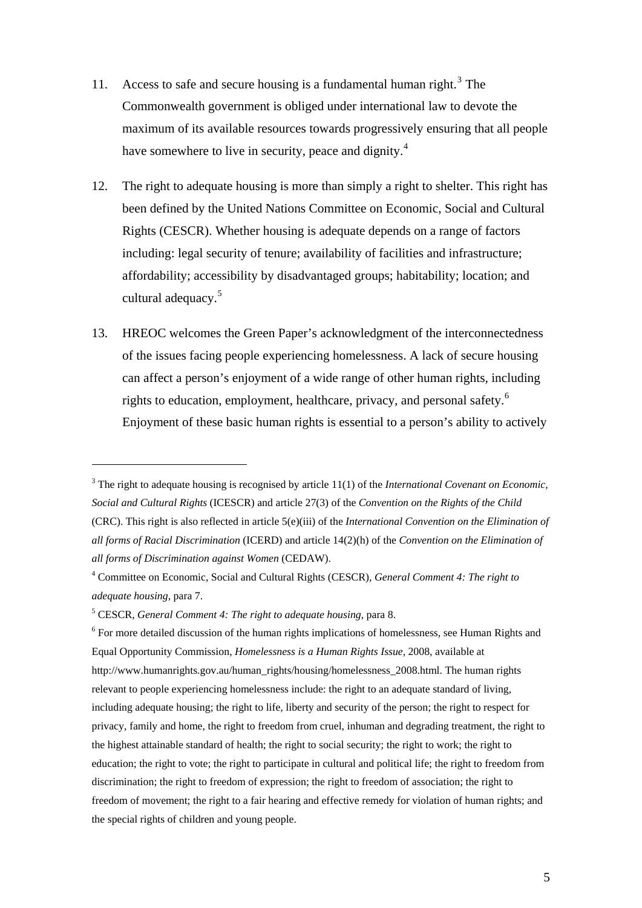11. Access to safe and secure housing is a fundamental human right.[3] The Commonwealth government is obliged under international law to devote the maximum of its available resources towards progressively ensuring that all people have somewhere to live in security, peace and dignity.[4]

12. The right to adequate housing is more than simply a right to shelter. This right has been defined by the United Nations Committee on Economic, Social and Cultural Rights (CESCR). Whether housing is adequate depends on a range of factors including: legal security of tenure; availability of facilities and infrastructure; affordability; accessibility by disadvantaged groups; habitability; location; and cultural adequacy.[5]

13. HREOC welcomes the Green Paper's acknowledgment of the interconnectedness of the issues facing people experiencing homelessness. A lack of secure housing can affect a person's enjoyment of a wide range of other human rights, including rights to education, employment, healthcare, privacy, and personal safety.[6] Enjoyment of these basic human rights is essential to a person's ability to actively

---

[3] The right to adequate housing is recognised by article 11(1) of the *International Covenant on Economic, Social and Cultural Rights* (ICESCR) and article 27(3) of the *Convention on the Rights of the Child* (CRC). This right is also reflected in article 5(e)(iii) of the *International Convention on the Elimination of all forms of Racial Discrimination* (ICERD) and article 14(2)(h) of the *Convention on the Elimination of all forms of Discrimination against Women* (CEDAW).

[4] Committee on Economic, Social and Cultural Rights (CESCR), *General Comment 4: The right to adequate housing*, para 7.

[5] CESCR, *General Comment 4: The right to adequate housing*, para 8.

[6] For more detailed discussion of the human rights implications of homelessness, see Human Rights and Equal Opportunity Commission, *Homelessness is a Human Rights Issue*, 2008, available at http://www.humanrights.gov.au/human_rights/housing/homelessness_2008.html. The human rights relevant to people experiencing homelessness include: the right to an adequate standard of living, including adequate housing; the right to life, liberty and security of the person; the right to respect for privacy, family and home, the right to freedom from cruel, inhuman and degrading treatment, the right to the highest attainable standard of health; the right to social security; the right to work; the right to education; the right to vote; the right to participate in cultural and political life; the right to freedom from discrimination; the right to freedom of expression; the right to freedom of association; the right to freedom of movement; the right to a fair hearing and effective remedy for violation of human rights; and the special rights of children and young people.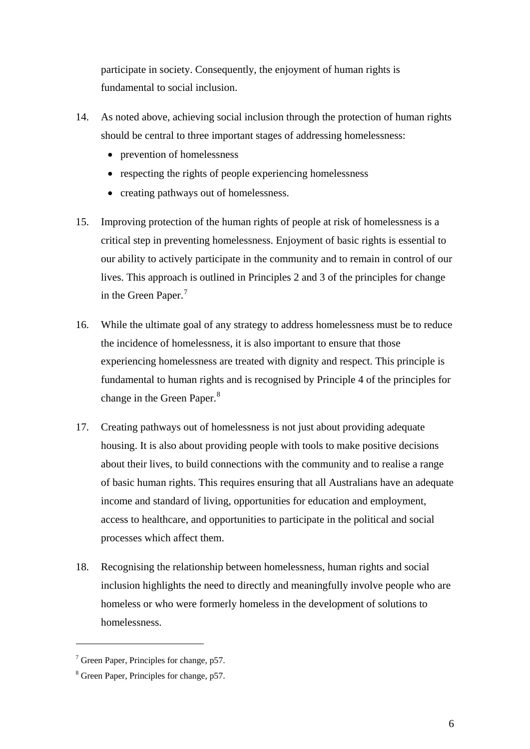participate in society. Consequently, the enjoyment of human rights is fundamental to social inclusion.

14. As noted above, achieving social inclusion through the protection of human rights should be central to three important stages of addressing homelessness:
    - prevention of homelessness
    - respecting the rights of people experiencing homelessness
    - creating pathways out of homelessness.

15. Improving protection of the human rights of people at risk of homelessness is a critical step in preventing homelessness. Enjoyment of basic rights is essential to our ability to actively participate in the community and to remain in control of our lives. This approach is outlined in Principles 2 and 3 of the principles for change in the Green Paper.[7]

16. While the ultimate goal of any strategy to address homelessness must be to reduce the incidence of homelessness, it is also important to ensure that those experiencing homelessness are treated with dignity and respect. This principle is fundamental to human rights and is recognised by Principle 4 of the principles for change in the Green Paper.[8]

17. Creating pathways out of homelessness is not just about providing adequate housing. It is also about providing people with tools to make positive decisions about their lives, to build connections with the community and to realise a range of basic human rights. This requires ensuring that all Australians have an adequate income and standard of living, opportunities for education and employment, access to healthcare, and opportunities to participate in the political and social processes which affect them.

18. Recognising the relationship between homelessness, human rights and social inclusion highlights the need to directly and meaningfully involve people who are homeless or who were formerly homeless in the development of solutions to homelessness.

---

[7] Green Paper, Principles for change, p57.

[8] Green Paper, Principles for change, p57.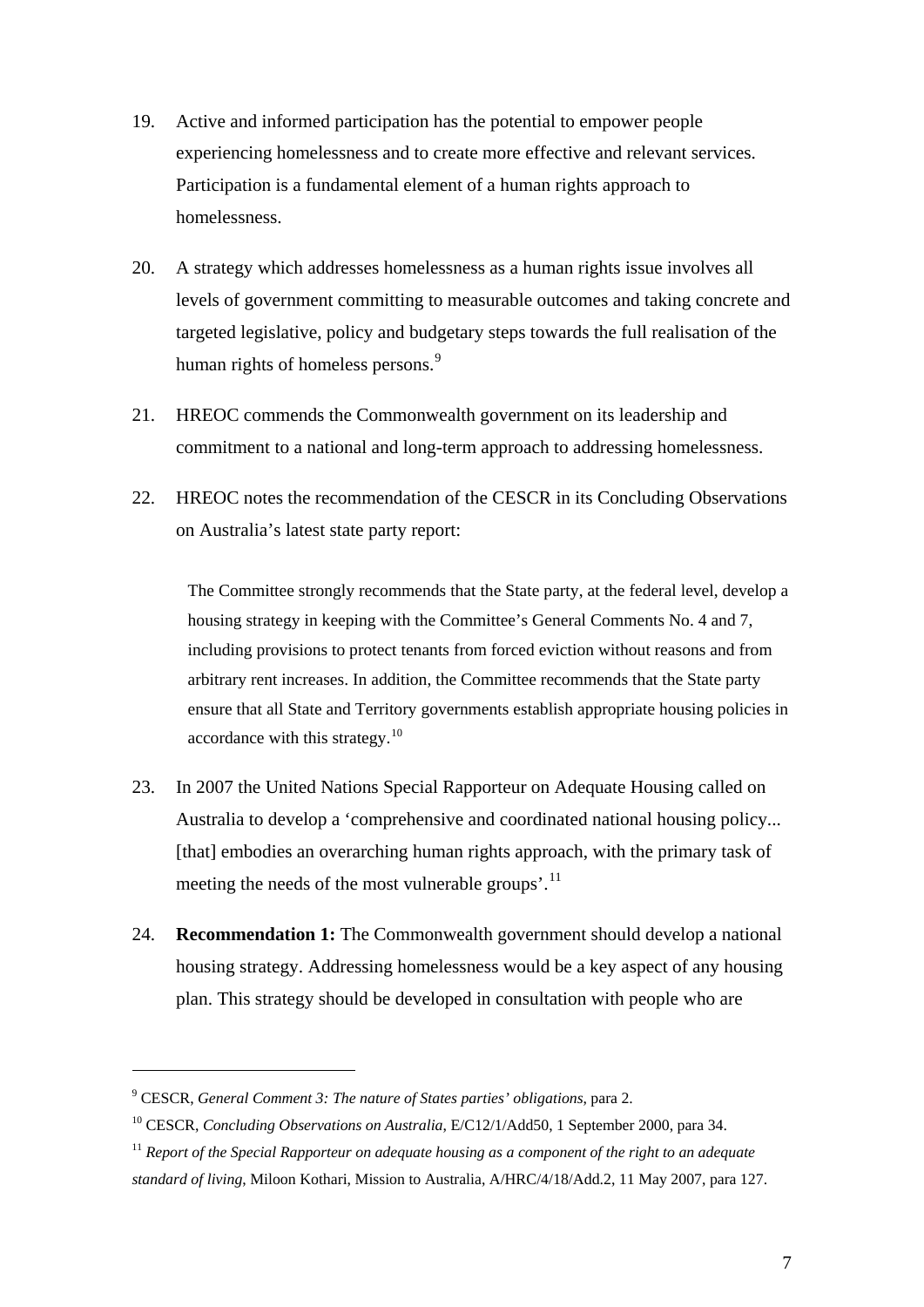19. Active and informed participation has the potential to empower people experiencing homelessness and to create more effective and relevant services. Participation is a fundamental element of a human rights approach to homelessness.

20. A strategy which addresses homelessness as a human rights issue involves all levels of government committing to measurable outcomes and taking concrete and targeted legislative, policy and budgetary steps towards the full realisation of the human rights of homeless persons.[9]

21. HREOC commends the Commonwealth government on its leadership and commitment to a national and long-term approach to addressing homelessness.

22. HREOC notes the recommendation of the CESCR in its Concluding Observations on Australia's latest state party report:

> The Committee strongly recommends that the State party, at the federal level, develop a housing strategy in keeping with the Committee's General Comments No. 4 and 7, including provisions to protect tenants from forced eviction without reasons and from arbitrary rent increases. In addition, the Committee recommends that the State party ensure that all State and Territory governments establish appropriate housing policies in accordance with this strategy.[10]

23. In 2007 the United Nations Special Rapporteur on Adequate Housing called on Australia to develop a 'comprehensive and coordinated national housing policy... [that] embodies an overarching human rights approach, with the primary task of meeting the needs of the most vulnerable groups'.[11]

24. **Recommendation 1:** The Commonwealth government should develop a national housing strategy. Addressing homelessness would be a key aspect of any housing plan. This strategy should be developed in consultation with people who are

---

[9] CESCR, *General Comment 3: The nature of States parties' obligations*, para 2.

[10] CESCR, *Concluding Observations on Australia*, E/C12/1/Add50, 1 September 2000, para 34.

[11] *Report of the Special Rapporteur on adequate housing as a component of the right to an adequate standard of living*, Miloon Kothari, Mission to Australia, A/HRC/4/18/Add.2, 11 May 2007, para 127.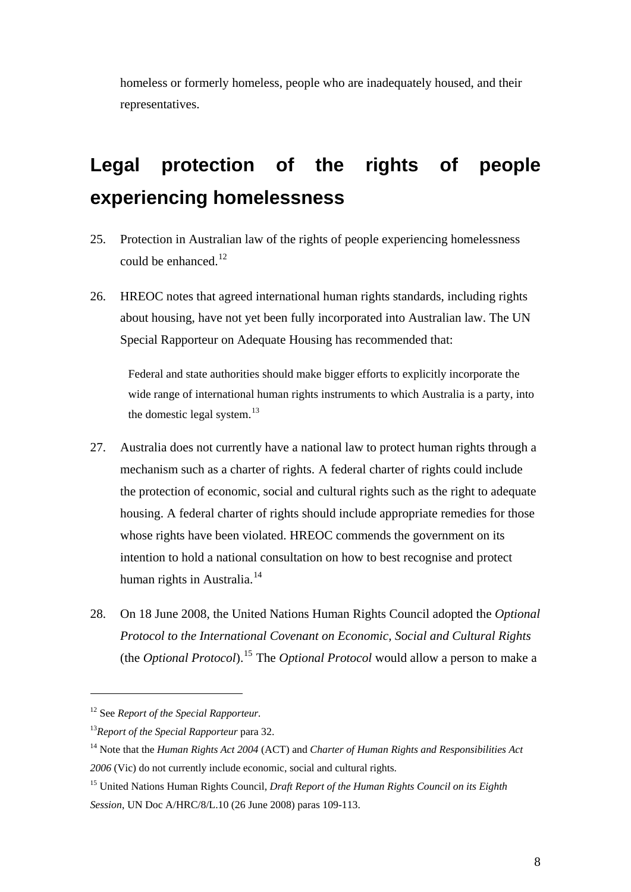homeless or formerly homeless, people who are inadequately housed, and their representatives.

## Legal protection of the rights of people experiencing homelessness

25. Protection in Australian law of the rights of people experiencing homelessness could be enhanced.[12]

26. HREOC notes that agreed international human rights standards, including rights about housing, have not yet been fully incorporated into Australian law. The UN Special Rapporteur on Adequate Housing has recommended that:

> Federal and state authorities should make bigger efforts to explicitly incorporate the wide range of international human rights instruments to which Australia is a party, into the domestic legal system.[13]

27. Australia does not currently have a national law to protect human rights through a mechanism such as a charter of rights. A federal charter of rights could include the protection of economic, social and cultural rights such as the right to adequate housing. A federal charter of rights should include appropriate remedies for those whose rights have been violated. HREOC commends the government on its intention to hold a national consultation on how to best recognise and protect human rights in Australia.[14]

28. On 18 June 2008, the United Nations Human Rights Council adopted the *Optional Protocol to the International Covenant on Economic, Social and Cultural Rights* (the *Optional Protocol*).[15] The *Optional Protocol* would allow a person to make a

---

[12] See *Report of the Special Rapporteur.*

[13] *Report of the Special Rapporteur* para 32.

[14] Note that the *Human Rights Act 2004* (ACT) and *Charter of Human Rights and Responsibilities Act 2006* (Vic) do not currently include economic, social and cultural rights.

[15] United Nations Human Rights Council, *Draft Report of the Human Rights Council on its Eighth Session*, UN Doc A/HRC/8/L.10 (26 June 2008) paras 109-113.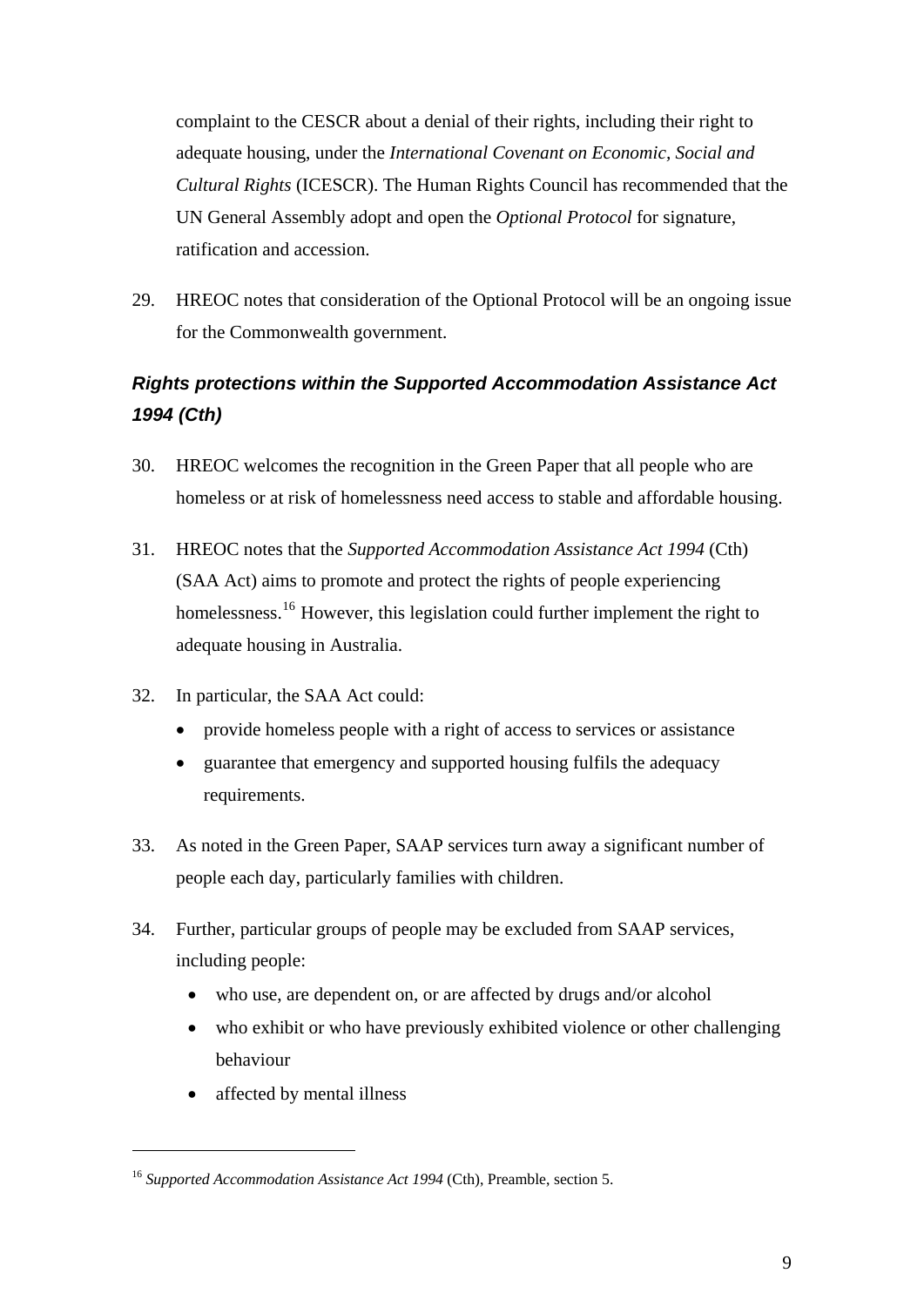complaint to the CESCR about a denial of their rights, including their right to adequate housing, under the *International Covenant on Economic, Social and Cultural Rights* (ICESCR). The Human Rights Council has recommended that the UN General Assembly adopt and open the *Optional Protocol* for signature, ratification and accession.

29. HREOC notes that consideration of the Optional Protocol will be an ongoing issue for the Commonwealth government.

### *Rights protections within the Supported Accommodation Assistance Act 1994 (Cth)*

30. HREOC welcomes the recognition in the Green Paper that all people who are homeless or at risk of homelessness need access to stable and affordable housing.

31. HREOC notes that the *Supported Accommodation Assistance Act 1994* (Cth) (SAA Act) aims to promote and protect the rights of people experiencing homelessness.[16] However, this legislation could further implement the right to adequate housing in Australia.

32. In particular, the SAA Act could:
    - provide homeless people with a right of access to services or assistance
    - guarantee that emergency and supported housing fulfils the adequacy requirements.

33. As noted in the Green Paper, SAAP services turn away a significant number of people each day, particularly families with children.

34. Further, particular groups of people may be excluded from SAAP services, including people:
    - who use, are dependent on, or are affected by drugs and/or alcohol
    - who exhibit or who have previously exhibited violence or other challenging behaviour
    - affected by mental illness

---

[16] *Supported Accommodation Assistance Act 1994* (Cth), Preamble, section 5.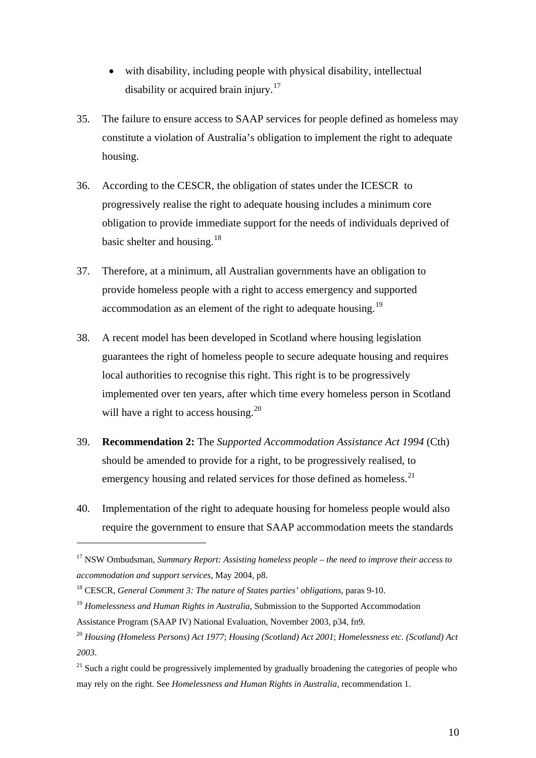- with disability, including people with physical disability, intellectual disability or acquired brain injury.[17]

35. The failure to ensure access to SAAP services for people defined as homeless may constitute a violation of Australia's obligation to implement the right to adequate housing.

36. According to the CESCR, the obligation of states under the ICESCR to progressively realise the right to adequate housing includes a minimum core obligation to provide immediate support for the needs of individuals deprived of basic shelter and housing.[18]

37. Therefore, at a minimum, all Australian governments have an obligation to provide homeless people with a right to access emergency and supported accommodation as an element of the right to adequate housing.[19]

38. A recent model has been developed in Scotland where housing legislation guarantees the right of homeless people to secure adequate housing and requires local authorities to recognise this right. This right is to be progressively implemented over ten years, after which time every homeless person in Scotland will have a right to access housing.[20]

39. **Recommendation 2:** The *Supported Accommodation Assistance Act 1994* (Cth) should be amended to provide for a right, to be progressively realised, to emergency housing and related services for those defined as homeless.[21]

40. Implementation of the right to adequate housing for homeless people would also require the government to ensure that SAAP accommodation meets the standards

---

[17] NSW Ombudsman, *Summary Report: Assisting homeless people – the need to improve their access to accommodation and support services*, May 2004, p8.

[18] CESCR, *General Comment 3: The nature of States parties' obligations*, paras 9-10.

[19] *Homelessness and Human Rights in Australia*, Submission to the Supported Accommodation Assistance Program (SAAP IV) National Evaluation, November 2003, p34, fn9.

[20] *Housing (Homeless Persons) Act 1977*; *Housing (Scotland) Act 2001*; *Homelessness etc. (Scotland) Act 2003*.

[21] Such a right could be progressively implemented by gradually broadening the categories of people who may rely on the right. See *Homelessness and Human Rights in Australia*, recommendation 1.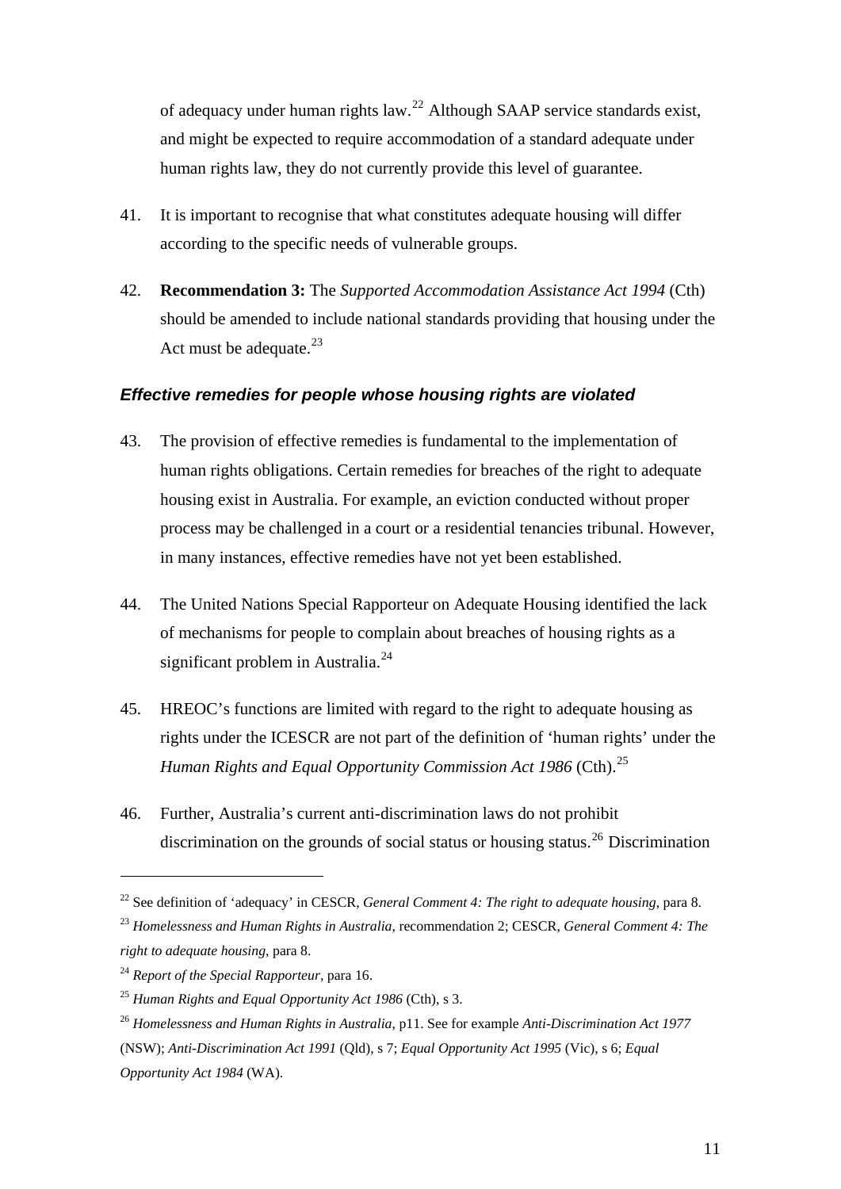of adequacy under human rights law.[22] Although SAAP service standards exist, and might be expected to require accommodation of a standard adequate under human rights law, they do not currently provide this level of guarantee.

41. It is important to recognise that what constitutes adequate housing will differ according to the specific needs of vulnerable groups.

42. **Recommendation 3:** The *Supported Accommodation Assistance Act 1994* (Cth) should be amended to include national standards providing that housing under the Act must be adequate.[23]

### *Effective remedies for people whose housing rights are violated*

43. The provision of effective remedies is fundamental to the implementation of human rights obligations. Certain remedies for breaches of the right to adequate housing exist in Australia. For example, an eviction conducted without proper process may be challenged in a court or a residential tenancies tribunal. However, in many instances, effective remedies have not yet been established.

44. The United Nations Special Rapporteur on Adequate Housing identified the lack of mechanisms for people to complain about breaches of housing rights as a significant problem in Australia.[24]

45. HREOC's functions are limited with regard to the right to adequate housing as rights under the ICESCR are not part of the definition of 'human rights' under the *Human Rights and Equal Opportunity Commission Act 1986* (Cth).[25]

46. Further, Australia's current anti-discrimination laws do not prohibit discrimination on the grounds of social status or housing status.[26] Discrimination

---

[22] See definition of 'adequacy' in CESCR, *General Comment 4: The right to adequate housing*, para 8.

[23] *Homelessness and Human Rights in Australia*, recommendation 2; CESCR, *General Comment 4: The right to adequate housing*, para 8.

[24] *Report of the Special Rapporteur*, para 16.

[25] *Human Rights and Equal Opportunity Act 1986* (Cth), s 3.

[26] *Homelessness and Human Rights in Australia*, p11. See for example *Anti-Discrimination Act 1977* (NSW); *Anti-Discrimination Act 1991* (Qld), s 7; *Equal Opportunity Act 1995* (Vic), s 6; *Equal Opportunity Act 1984* (WA).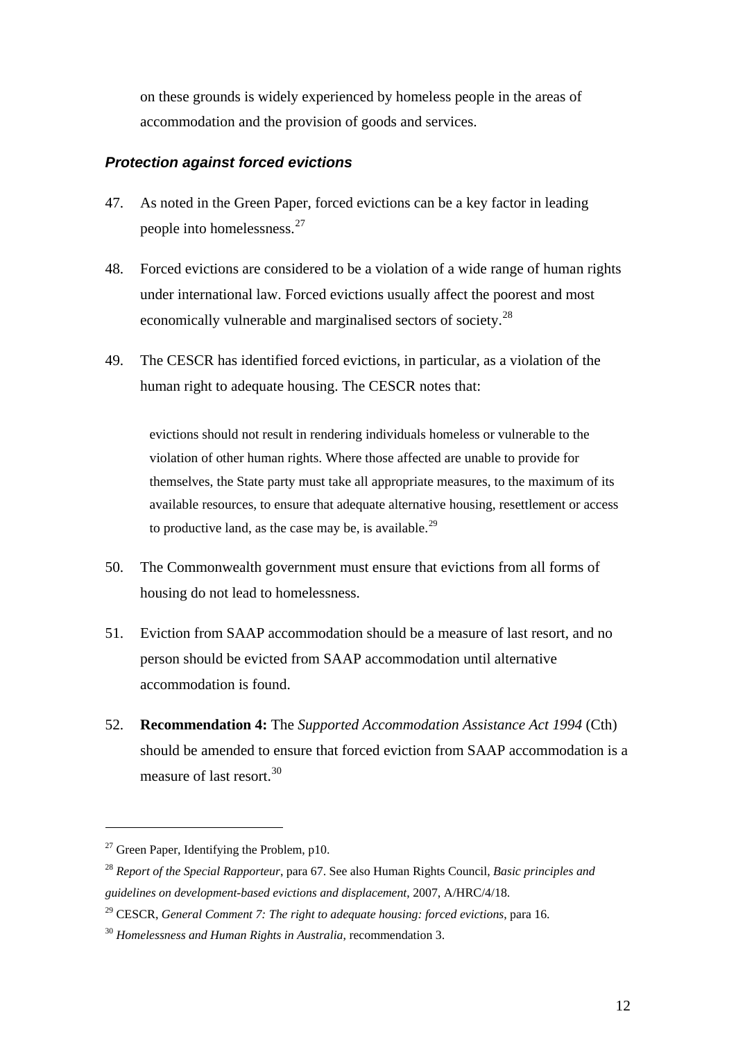on these grounds is widely experienced by homeless people in the areas of accommodation and the provision of goods and services.

### *Protection against forced evictions*

47. As noted in the Green Paper, forced evictions can be a key factor in leading people into homelessness.[27]

48. Forced evictions are considered to be a violation of a wide range of human rights under international law. Forced evictions usually affect the poorest and most economically vulnerable and marginalised sectors of society.[28]

49. The CESCR has identified forced evictions, in particular, as a violation of the human right to adequate housing. The CESCR notes that:

> evictions should not result in rendering individuals homeless or vulnerable to the violation of other human rights. Where those affected are unable to provide for themselves, the State party must take all appropriate measures, to the maximum of its available resources, to ensure that adequate alternative housing, resettlement or access to productive land, as the case may be, is available.[29]

50. The Commonwealth government must ensure that evictions from all forms of housing do not lead to homelessness.

51. Eviction from SAAP accommodation should be a measure of last resort, and no person should be evicted from SAAP accommodation until alternative accommodation is found.

52. **Recommendation 4:** The *Supported Accommodation Assistance Act 1994* (Cth) should be amended to ensure that forced eviction from SAAP accommodation is a measure of last resort.[30]

---

[27] Green Paper, Identifying the Problem, p10.

[28] *Report of the Special Rapporteur*, para 67. See also Human Rights Council, *Basic principles and guidelines on development-based evictions and displacement*, 2007, A/HRC/4/18.

[29] CESCR, *General Comment 7: The right to adequate housing: forced evictions*, para 16.

[30] *Homelessness and Human Rights in Australia*, recommendation 3.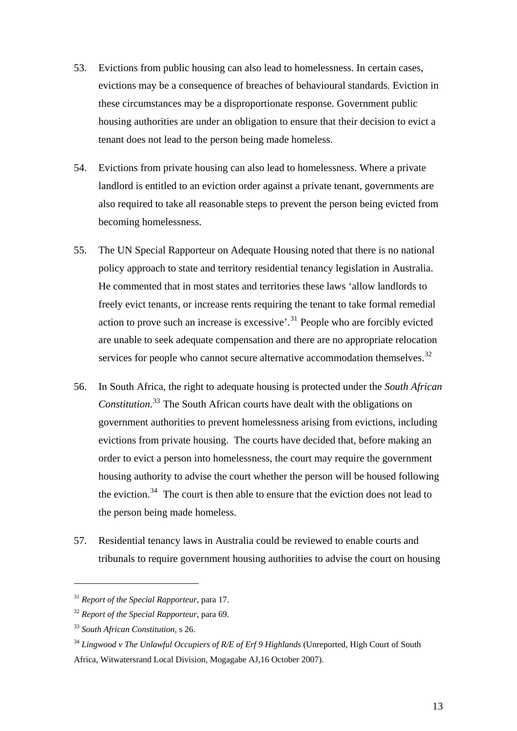53. Evictions from public housing can also lead to homelessness. In certain cases, evictions may be a consequence of breaches of behavioural standards. Eviction in these circumstances may be a disproportionate response. Government public housing authorities are under an obligation to ensure that their decision to evict a tenant does not lead to the person being made homeless.

54. Evictions from private housing can also lead to homelessness. Where a private landlord is entitled to an eviction order against a private tenant, governments are also required to take all reasonable steps to prevent the person being evicted from becoming homelessness.

55. The UN Special Rapporteur on Adequate Housing noted that there is no national policy approach to state and territory residential tenancy legislation in Australia. He commented that in most states and territories these laws 'allow landlords to freely evict tenants, or increase rents requiring the tenant to take formal remedial action to prove such an increase is excessive'.[31] People who are forcibly evicted are unable to seek adequate compensation and there are no appropriate relocation services for people who cannot secure alternative accommodation themselves.[32]

56. In South Africa, the right to adequate housing is protected under the *South African Constitution*.[33] The South African courts have dealt with the obligations on government authorities to prevent homelessness arising from evictions, including evictions from private housing. The courts have decided that, before making an order to evict a person into homelessness, the court may require the government housing authority to advise the court whether the person will be housed following the eviction.[34] The court is then able to ensure that the eviction does not lead to the person being made homeless.

57. Residential tenancy laws in Australia could be reviewed to enable courts and tribunals to require government housing authorities to advise the court on housing

---

[31] *Report of the Special Rapporteur*, para 17.

[32] *Report of the Special Rapporteur*, para 69.

[33] *South African Constitution*, s 26.

[34] *Lingwood v The Unlawful Occupiers of R/E of Erf 9 Highlands* (Unreported, High Court of South Africa, Witwatersrand Local Division, Mogagabe AJ,16 October 2007).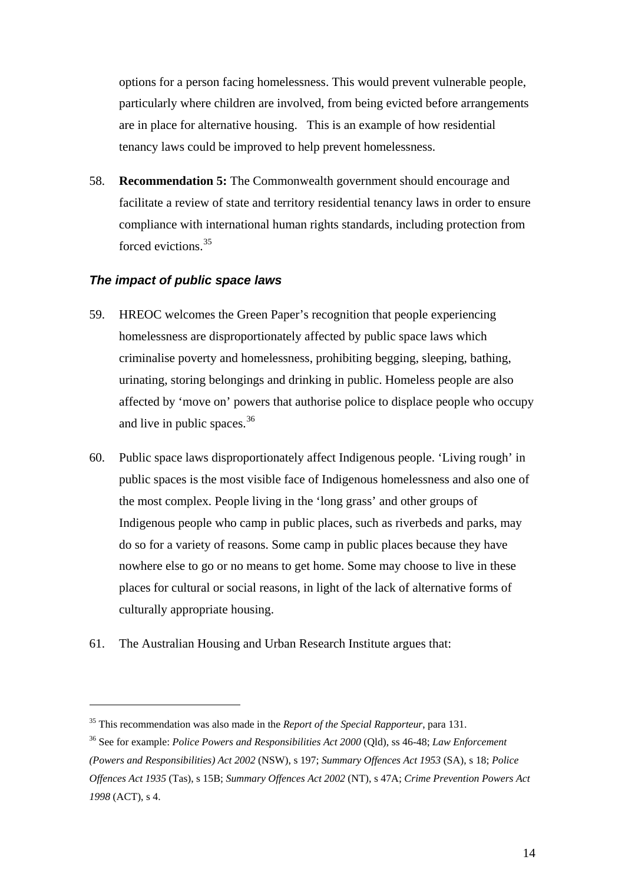options for a person facing homelessness. This would prevent vulnerable people, particularly where children are involved, from being evicted before arrangements are in place for alternative housing.   This is an example of how residential tenancy laws could be improved to help prevent homelessness.

58. **Recommendation 5:** The Commonwealth government should encourage and facilitate a review of state and territory residential tenancy laws in order to ensure compliance with international human rights standards, including protection from forced evictions.[35]

### *The impact of public space laws*

59. HREOC welcomes the Green Paper's recognition that people experiencing homelessness are disproportionately affected by public space laws which criminalise poverty and homelessness, prohibiting begging, sleeping, bathing, urinating, storing belongings and drinking in public. Homeless people are also affected by 'move on' powers that authorise police to displace people who occupy and live in public spaces.[36]

60. Public space laws disproportionately affect Indigenous people. 'Living rough' in public spaces is the most visible face of Indigenous homelessness and also one of the most complex. People living in the 'long grass' and other groups of Indigenous people who camp in public places, such as riverbeds and parks, may do so for a variety of reasons. Some camp in public places because they have nowhere else to go or no means to get home. Some may choose to live in these places for cultural or social reasons, in light of the lack of alternative forms of culturally appropriate housing.

61. The Australian Housing and Urban Research Institute argues that:

---

[35] This recommendation was also made in the *Report of the Special Rapporteur*, para 131.

[36] See for example: *Police Powers and Responsibilities Act 2000* (Qld), ss 46-48; *Law Enforcement (Powers and Responsibilities) Act 2002* (NSW), s 197; *Summary Offences Act 1953* (SA), s 18; *Police Offences Act 1935* (Tas), s 15B; *Summary Offences Act 2002* (NT), s 47A; *Crime Prevention Powers Act 1998* (ACT), s 4.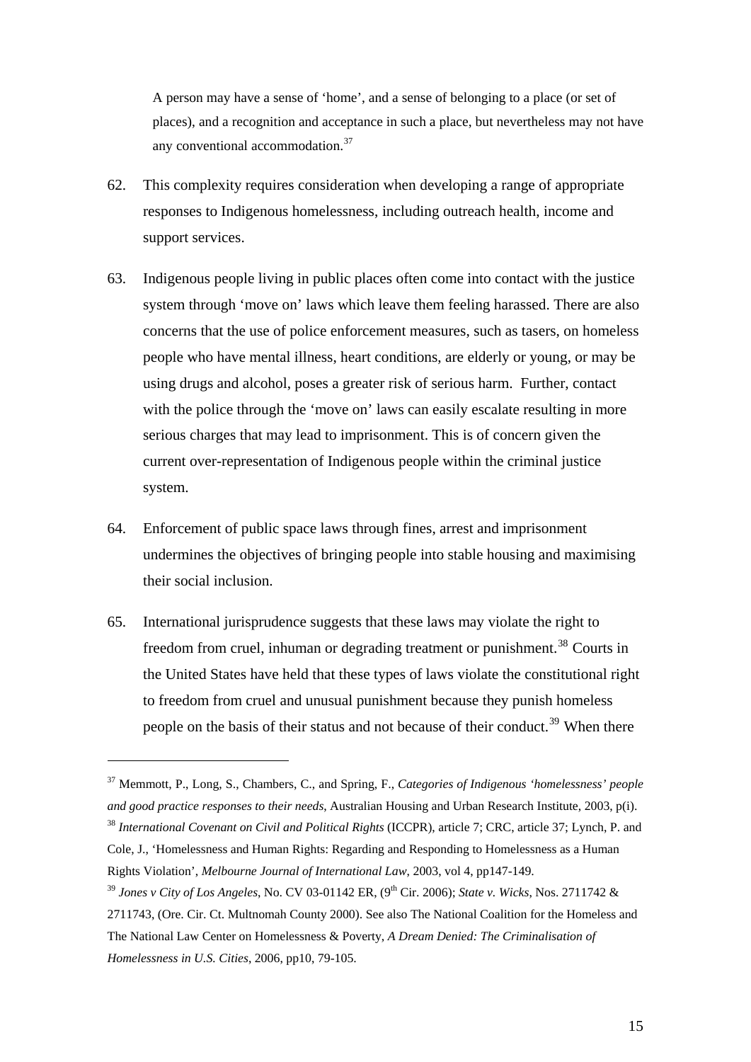> A person may have a sense of 'home', and a sense of belonging to a place (or set of places), and a recognition and acceptance in such a place, but nevertheless may not have any conventional accommodation.[37]

62. This complexity requires consideration when developing a range of appropriate responses to Indigenous homelessness, including outreach health, income and support services.

63. Indigenous people living in public places often come into contact with the justice system through 'move on' laws which leave them feeling harassed. There are also concerns that the use of police enforcement measures, such as tasers, on homeless people who have mental illness, heart conditions, are elderly or young, or may be using drugs and alcohol, poses a greater risk of serious harm. Further, contact with the police through the 'move on' laws can easily escalate resulting in more serious charges that may lead to imprisonment. This is of concern given the current over-representation of Indigenous people within the criminal justice system.

64. Enforcement of public space laws through fines, arrest and imprisonment undermines the objectives of bringing people into stable housing and maximising their social inclusion.

65. International jurisprudence suggests that these laws may violate the right to freedom from cruel, inhuman or degrading treatment or punishment.[38] Courts in the United States have held that these types of laws violate the constitutional right to freedom from cruel and unusual punishment because they punish homeless people on the basis of their status and not because of their conduct.[39] When there

---

[37] Memmott, P., Long, S., Chambers, C., and Spring, F., *Categories of Indigenous 'homelessness' people and good practice responses to their needs*, Australian Housing and Urban Research Institute, 2003, p(i).

[38] *International Covenant on Civil and Political Rights* (ICCPR), article 7; CRC, article 37; Lynch, P. and Cole, J., 'Homelessness and Human Rights: Regarding and Responding to Homelessness as a Human Rights Violation', *Melbourne Journal of International Law*, 2003, vol 4, pp147-149.

[39] *Jones v City of Los Angeles*, No. CV 03-01142 ER, (9th Cir. 2006); *State v. Wicks*, Nos. 2711742 & 2711743, (Ore. Cir. Ct. Multnomah County 2000). See also The National Coalition for the Homeless and The National Law Center on Homelessness & Poverty, *A Dream Denied: The Criminalisation of Homelessness in U.S. Cities*, 2006, pp10, 79-105.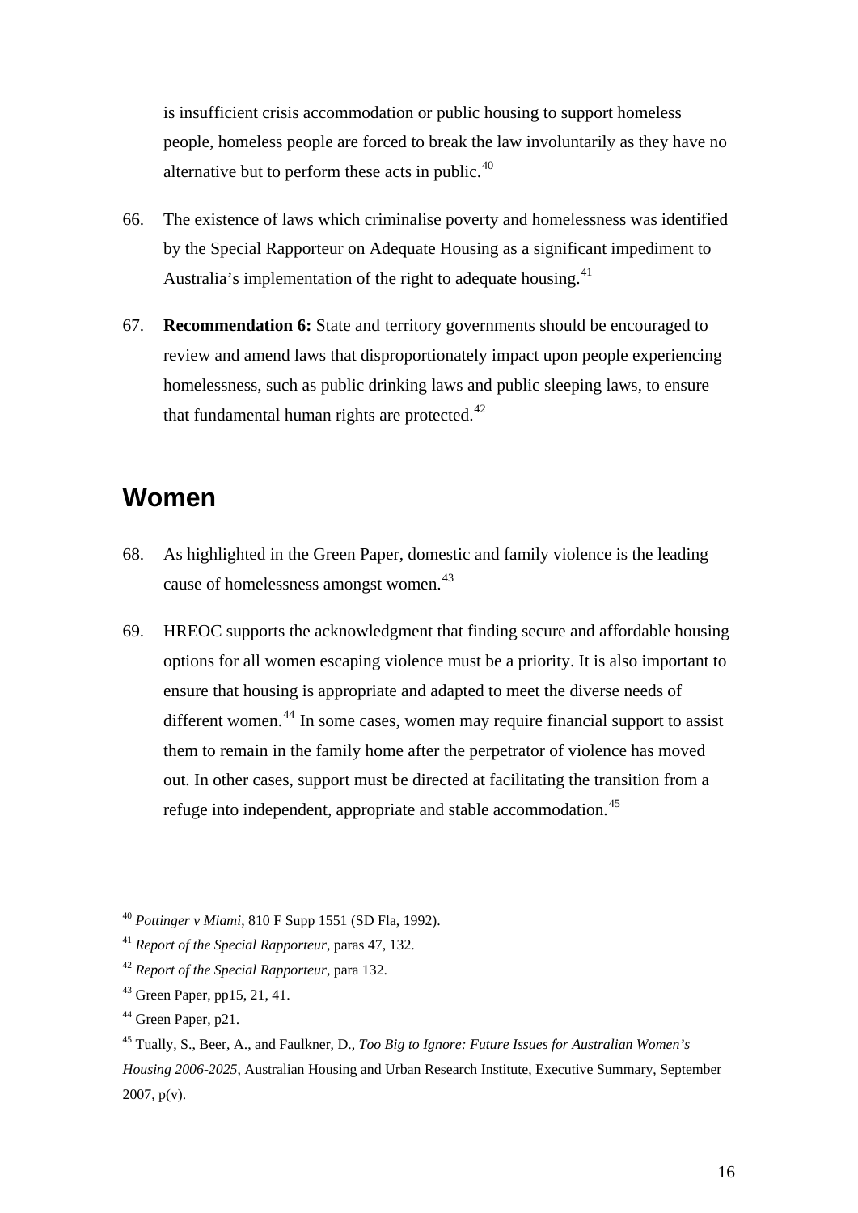is insufficient crisis accommodation or public housing to support homeless people, homeless people are forced to break the law involuntarily as they have no alternative but to perform these acts in public.[40]

66. The existence of laws which criminalise poverty and homelessness was identified by the Special Rapporteur on Adequate Housing as a significant impediment to Australia's implementation of the right to adequate housing.[41]

67. **Recommendation 6:** State and territory governments should be encouraged to review and amend laws that disproportionately impact upon people experiencing homelessness, such as public drinking laws and public sleeping laws, to ensure that fundamental human rights are protected.[42]

## Women

68. As highlighted in the Green Paper, domestic and family violence is the leading cause of homelessness amongst women.[43]

69. HREOC supports the acknowledgment that finding secure and affordable housing options for all women escaping violence must be a priority. It is also important to ensure that housing is appropriate and adapted to meet the diverse needs of different women.[44] In some cases, women may require financial support to assist them to remain in the family home after the perpetrator of violence has moved out. In other cases, support must be directed at facilitating the transition from a refuge into independent, appropriate and stable accommodation.[45]

---

[40] *Pottinger v Miami*, 810 F Supp 1551 (SD Fla, 1992).

[41] *Report of the Special Rapporteur*, paras 47, 132.

[42] *Report of the Special Rapporteur*, para 132.

[43] Green Paper, pp15, 21, 41.

[44] Green Paper, p21.

[45] Tually, S., Beer, A., and Faulkner, D., *Too Big to Ignore: Future Issues for Australian Women's Housing 2006-2025,* Australian Housing and Urban Research Institute, Executive Summary, September 2007, p(v).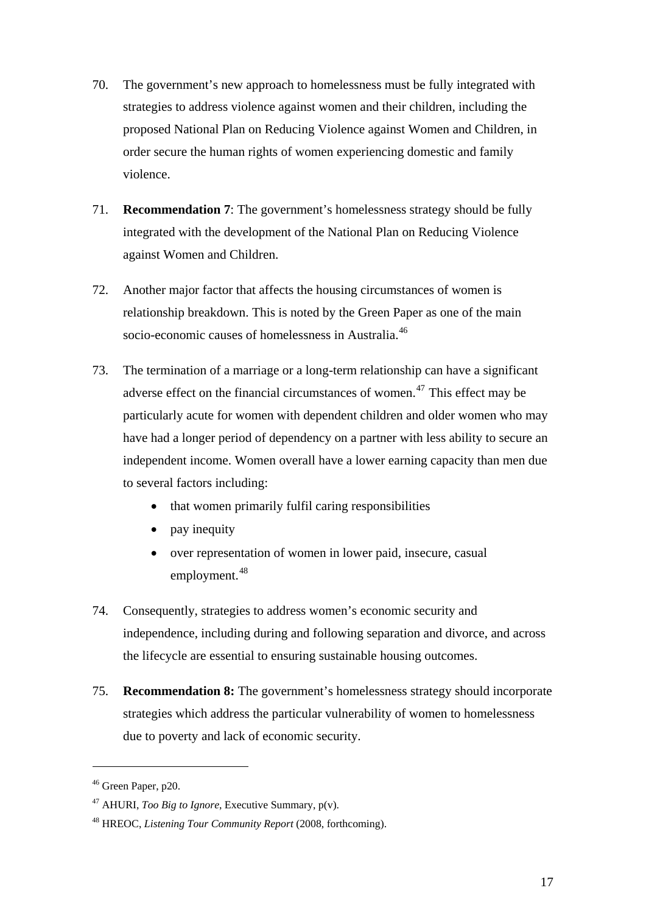70. The government's new approach to homelessness must be fully integrated with strategies to address violence against women and their children, including the proposed National Plan on Reducing Violence against Women and Children, in order secure the human rights of women experiencing domestic and family violence.

71. **Recommendation 7**: The government's homelessness strategy should be fully integrated with the development of the National Plan on Reducing Violence against Women and Children.

72. Another major factor that affects the housing circumstances of women is relationship breakdown. This is noted by the Green Paper as one of the main socio-economic causes of homelessness in Australia.[46]

73. The termination of a marriage or a long-term relationship can have a significant adverse effect on the financial circumstances of women.[47] This effect may be particularly acute for women with dependent children and older women who may have had a longer period of dependency on a partner with less ability to secure an independent income. Women overall have a lower earning capacity than men due to several factors including:
    - that women primarily fulfil caring responsibilities
    - pay inequity
    - over representation of women in lower paid, insecure, casual employment.[48]

74. Consequently, strategies to address women's economic security and independence, including during and following separation and divorce, and across the lifecycle are essential to ensuring sustainable housing outcomes.

75. **Recommendation 8:** The government's homelessness strategy should incorporate strategies which address the particular vulnerability of women to homelessness due to poverty and lack of economic security.

---

[46] Green Paper, p20.

[47] AHURI, *Too Big to Ignore*, Executive Summary, p(v).

[48] HREOC, *Listening Tour Community Report* (2008, forthcoming).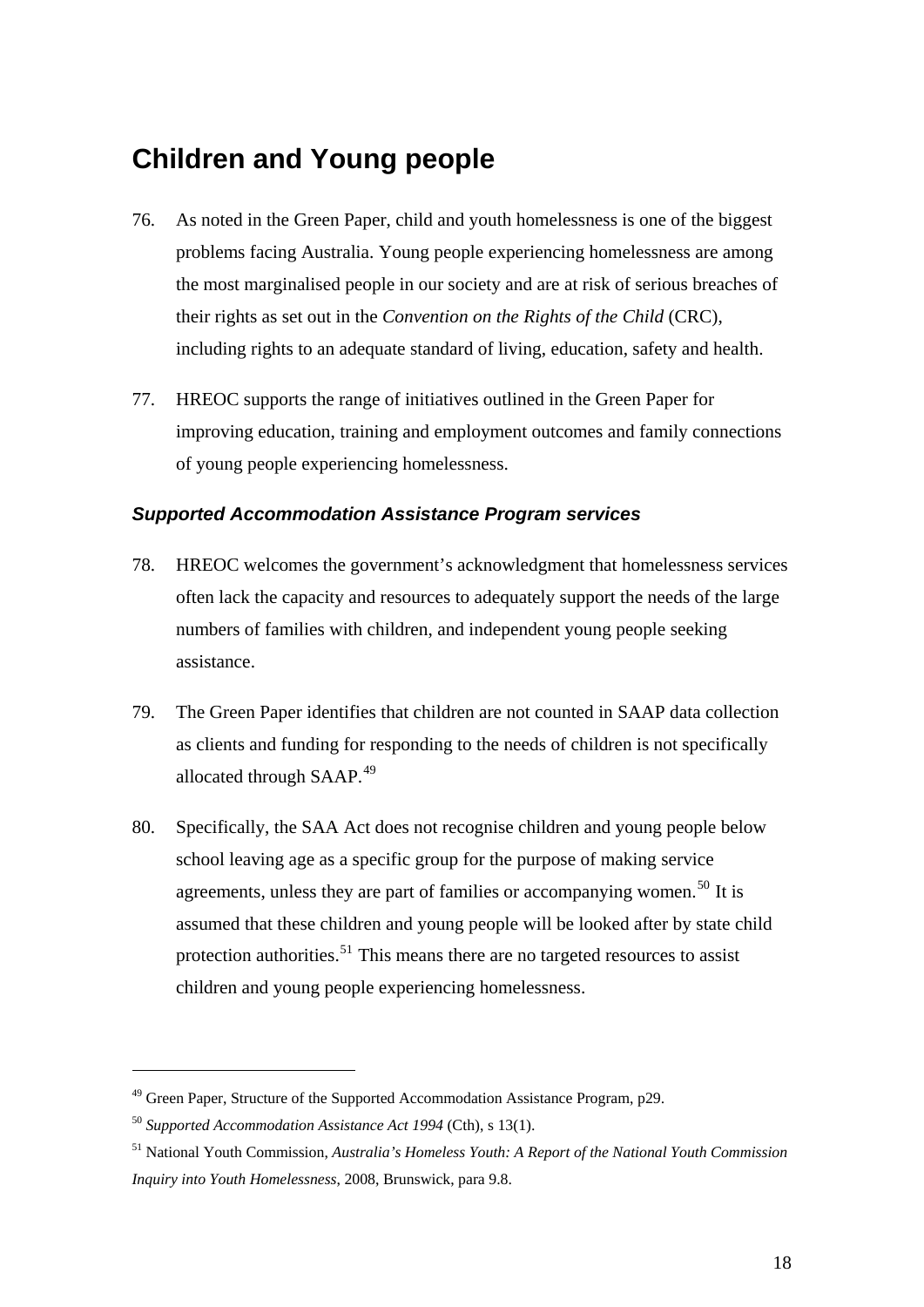## Children and Young people

76. As noted in the Green Paper, child and youth homelessness is one of the biggest problems facing Australia. Young people experiencing homelessness are among the most marginalised people in our society and are at risk of serious breaches of their rights as set out in the *Convention on the Rights of the Child* (CRC), including rights to an adequate standard of living, education, safety and health.

77. HREOC supports the range of initiatives outlined in the Green Paper for improving education, training and employment outcomes and family connections of young people experiencing homelessness.

### *Supported Accommodation Assistance Program services*

78. HREOC welcomes the government's acknowledgment that homelessness services often lack the capacity and resources to adequately support the needs of the large numbers of families with children, and independent young people seeking assistance.

79. The Green Paper identifies that children are not counted in SAAP data collection as clients and funding for responding to the needs of children is not specifically allocated through SAAP.[49]

80. Specifically, the SAA Act does not recognise children and young people below school leaving age as a specific group for the purpose of making service agreements, unless they are part of families or accompanying women.[50] It is assumed that these children and young people will be looked after by state child protection authorities.[51] This means there are no targeted resources to assist children and young people experiencing homelessness.

---

[49] Green Paper, Structure of the Supported Accommodation Assistance Program, p29.

[50] *Supported Accommodation Assistance Act 1994* (Cth), s 13(1).

[51] National Youth Commission, *Australia's Homeless Youth: A Report of the National Youth Commission Inquiry into Youth Homelessness*, 2008, Brunswick, para 9.8.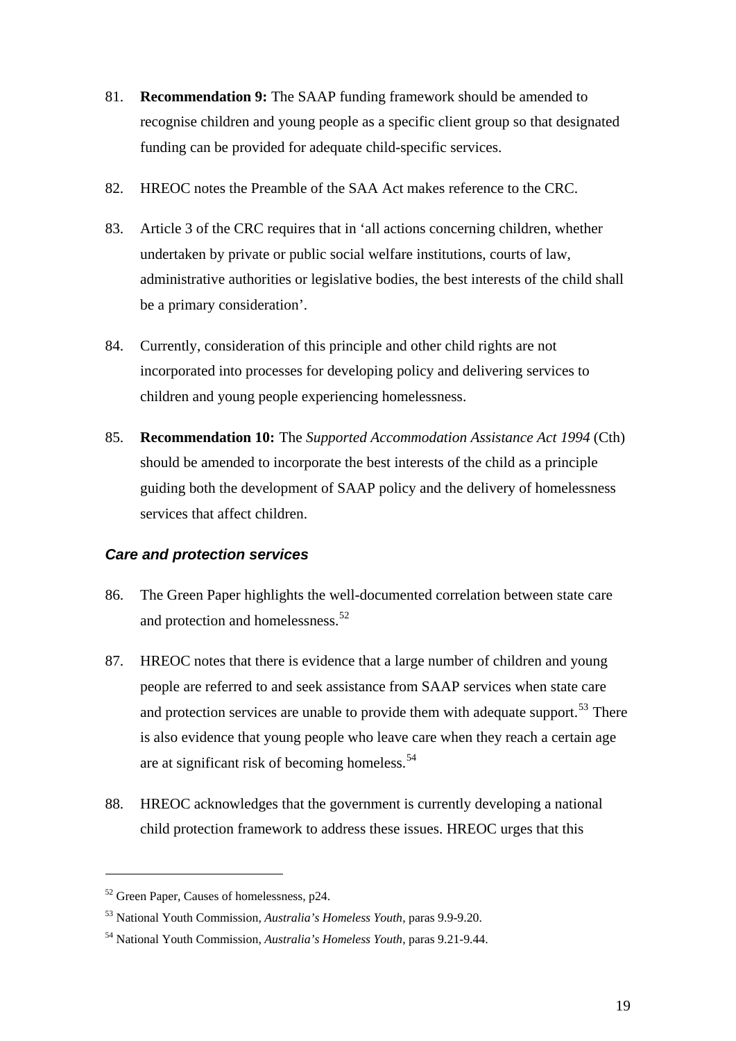81. **Recommendation 9:** The SAAP funding framework should be amended to recognise children and young people as a specific client group so that designated funding can be provided for adequate child-specific services.

82. HREOC notes the Preamble of the SAA Act makes reference to the CRC.

83. Article 3 of the CRC requires that in 'all actions concerning children, whether undertaken by private or public social welfare institutions, courts of law, administrative authorities or legislative bodies, the best interests of the child shall be a primary consideration'.

84. Currently, consideration of this principle and other child rights are not incorporated into processes for developing policy and delivering services to children and young people experiencing homelessness.

85. **Recommendation 10:** The *Supported Accommodation Assistance Act 1994* (Cth) should be amended to incorporate the best interests of the child as a principle guiding both the development of SAAP policy and the delivery of homelessness services that affect children.

### *Care and protection services*

86. The Green Paper highlights the well-documented correlation between state care and protection and homelessness.[52]

87. HREOC notes that there is evidence that a large number of children and young people are referred to and seek assistance from SAAP services when state care and protection services are unable to provide them with adequate support.[53] There is also evidence that young people who leave care when they reach a certain age are at significant risk of becoming homeless.[54]

88. HREOC acknowledges that the government is currently developing a national child protection framework to address these issues. HREOC urges that this

---

[52] Green Paper, Causes of homelessness, p24.

[53] National Youth Commission, *Australia's Homeless Youth*, paras 9.9-9.20.

[54] National Youth Commission, *Australia's Homeless Youth*, paras 9.21-9.44.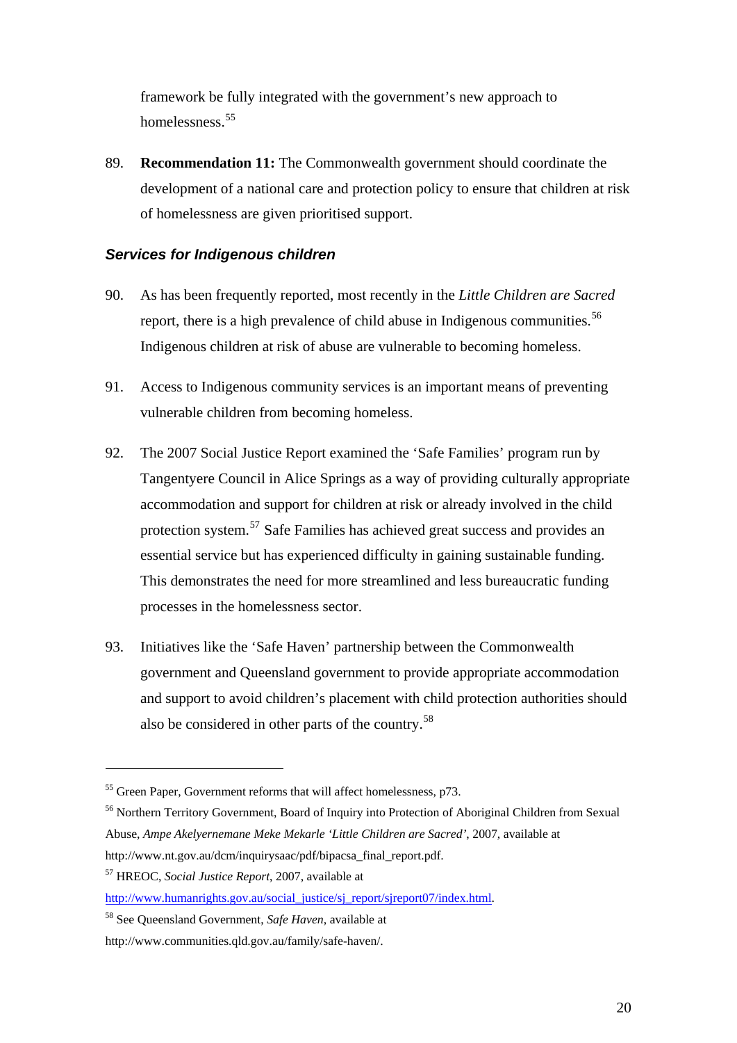framework be fully integrated with the government's new approach to homelessness.[55]

89. **Recommendation 11:** The Commonwealth government should coordinate the development of a national care and protection policy to ensure that children at risk of homelessness are given prioritised support.

### *Services for Indigenous children*

90. As has been frequently reported, most recently in the *Little Children are Sacred* report, there is a high prevalence of child abuse in Indigenous communities.[56] Indigenous children at risk of abuse are vulnerable to becoming homeless.

91. Access to Indigenous community services is an important means of preventing vulnerable children from becoming homeless.

92. The 2007 Social Justice Report examined the 'Safe Families' program run by Tangentyere Council in Alice Springs as a way of providing culturally appropriate accommodation and support for children at risk or already involved in the child protection system.[57] Safe Families has achieved great success and provides an essential service but has experienced difficulty in gaining sustainable funding. This demonstrates the need for more streamlined and less bureaucratic funding processes in the homelessness sector.

93. Initiatives like the 'Safe Haven' partnership between the Commonwealth government and Queensland government to provide appropriate accommodation and support to avoid children's placement with child protection authorities should also be considered in other parts of the country.[58]

---

[55] Green Paper, Government reforms that will affect homelessness, p73.

[56] Northern Territory Government, Board of Inquiry into Protection of Aboriginal Children from Sexual Abuse, *Ampe Akelyernemane Meke Mekarle 'Little Children are Sacred'*, 2007, available at http://www.nt.gov.au/dcm/inquirysaac/pdf/bipacsa_final_report.pdf.

[57] HREOC, *Social Justice Report*, 2007, available at http://www.humanrights.gov.au/social_justice/sj_report/sjreport07/index.html.

[58] See Queensland Government, *Safe Haven*, available at http://www.communities.qld.gov.au/family/safe-haven/.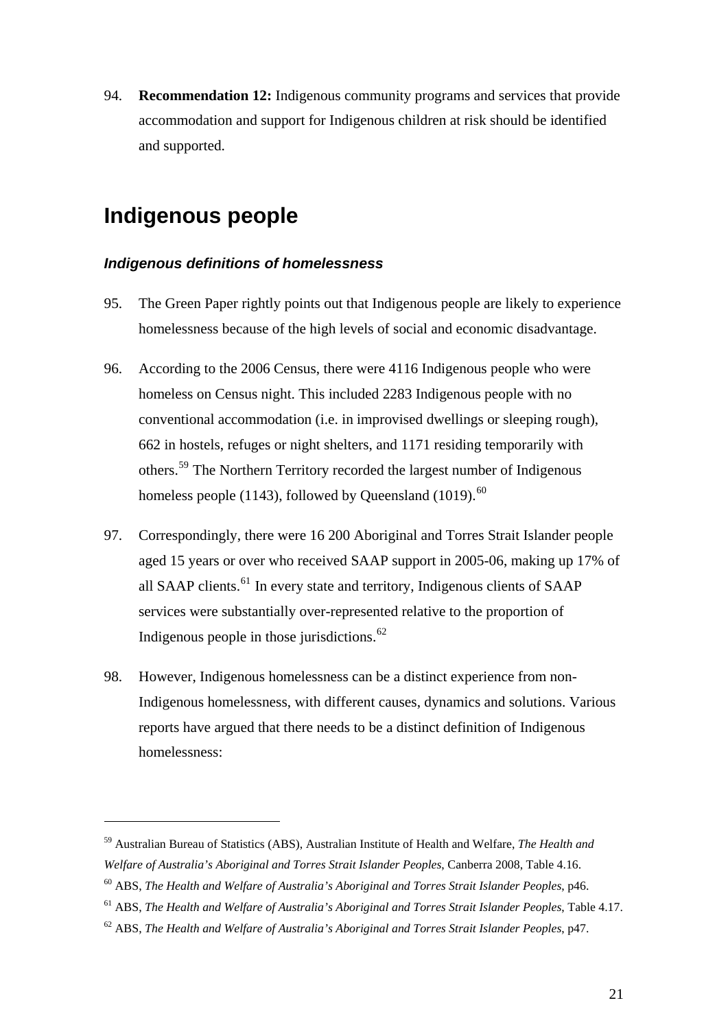94. **Recommendation 12:** Indigenous community programs and services that provide accommodation and support for Indigenous children at risk should be identified and supported.

## Indigenous people

### *Indigenous definitions of homelessness*

95. The Green Paper rightly points out that Indigenous people are likely to experience homelessness because of the high levels of social and economic disadvantage.

96. According to the 2006 Census, there were 4116 Indigenous people who were homeless on Census night. This included 2283 Indigenous people with no conventional accommodation (i.e. in improvised dwellings or sleeping rough), 662 in hostels, refuges or night shelters, and 1171 residing temporarily with others.[59] The Northern Territory recorded the largest number of Indigenous homeless people (1143), followed by Queensland (1019).[60]

97. Correspondingly, there were 16 200 Aboriginal and Torres Strait Islander people aged 15 years or over who received SAAP support in 2005-06, making up 17% of all SAAP clients.[61] In every state and territory, Indigenous clients of SAAP services were substantially over-represented relative to the proportion of Indigenous people in those jurisdictions.[62]

98. However, Indigenous homelessness can be a distinct experience from non-Indigenous homelessness, with different causes, dynamics and solutions. Various reports have argued that there needs to be a distinct definition of Indigenous homelessness:

---

[59] Australian Bureau of Statistics (ABS), Australian Institute of Health and Welfare, *The Health and Welfare of Australia's Aboriginal and Torres Strait Islander Peoples*, Canberra 2008, Table 4.16.

[60] ABS, *The Health and Welfare of Australia's Aboriginal and Torres Strait Islander Peoples*, p46.

[61] ABS, *The Health and Welfare of Australia's Aboriginal and Torres Strait Islander Peoples*, Table 4.17.

[62] ABS, *The Health and Welfare of Australia's Aboriginal and Torres Strait Islander Peoples*, p47.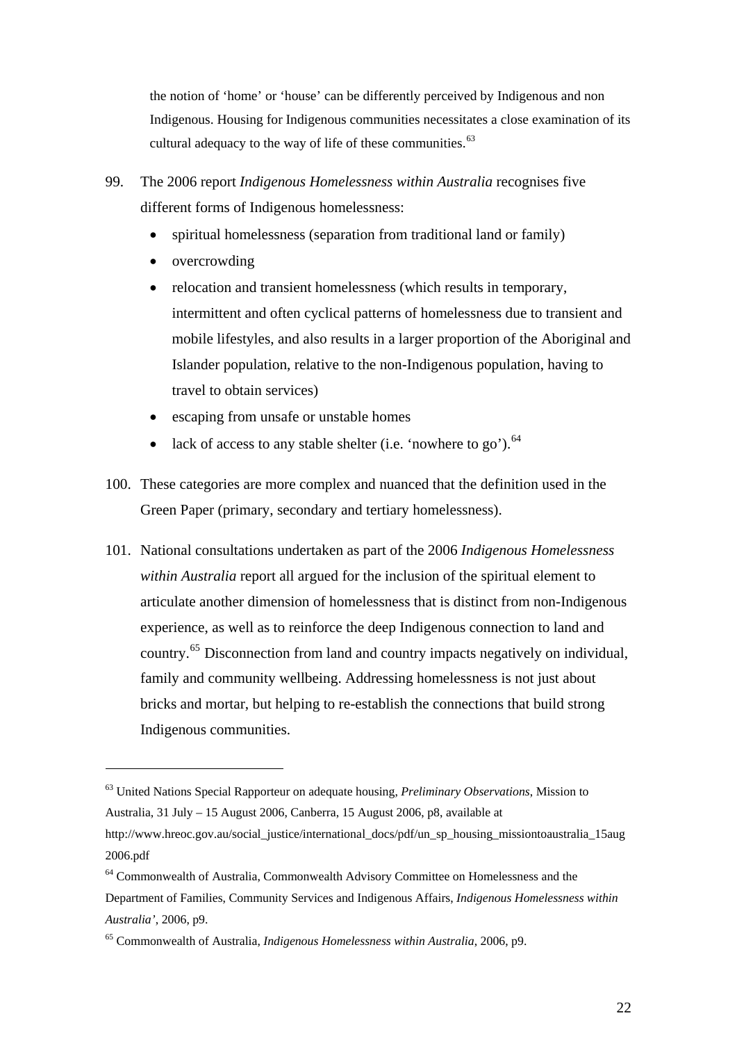> the notion of 'home' or 'house' can be differently perceived by Indigenous and non Indigenous. Housing for Indigenous communities necessitates a close examination of its cultural adequacy to the way of life of these communities.[63]

99. The 2006 report *Indigenous Homelessness within Australia* recognises five different forms of Indigenous homelessness:
    - spiritual homelessness (separation from traditional land or family)
    - overcrowding
    - relocation and transient homelessness (which results in temporary, intermittent and often cyclical patterns of homelessness due to transient and mobile lifestyles, and also results in a larger proportion of the Aboriginal and Islander population, relative to the non-Indigenous population, having to travel to obtain services)
    - escaping from unsafe or unstable homes
    - lack of access to any stable shelter (i.e. 'nowhere to go').[64]

100. These categories are more complex and nuanced that the definition used in the Green Paper (primary, secondary and tertiary homelessness).

101. National consultations undertaken as part of the 2006 *Indigenous Homelessness within Australia* report all argued for the inclusion of the spiritual element to articulate another dimension of homelessness that is distinct from non-Indigenous experience, as well as to reinforce the deep Indigenous connection to land and country.[65] Disconnection from land and country impacts negatively on individual, family and community wellbeing. Addressing homelessness is not just about bricks and mortar, but helping to re-establish the connections that build strong Indigenous communities.

---

[63] United Nations Special Rapporteur on adequate housing, *Preliminary Observations*, Mission to Australia, 31 July – 15 August 2006, Canberra, 15 August 2006, p8, available at http://www.hreoc.gov.au/social_justice/international_docs/pdf/un_sp_housing_missiontoaustralia_15aug2006.pdf

[64] Commonwealth of Australia, Commonwealth Advisory Committee on Homelessness and the Department of Families, Community Services and Indigenous Affairs, *Indigenous Homelessness within Australia'*, 2006, p9.

[65] Commonwealth of Australia, *Indigenous Homelessness within Australia*, 2006, p9.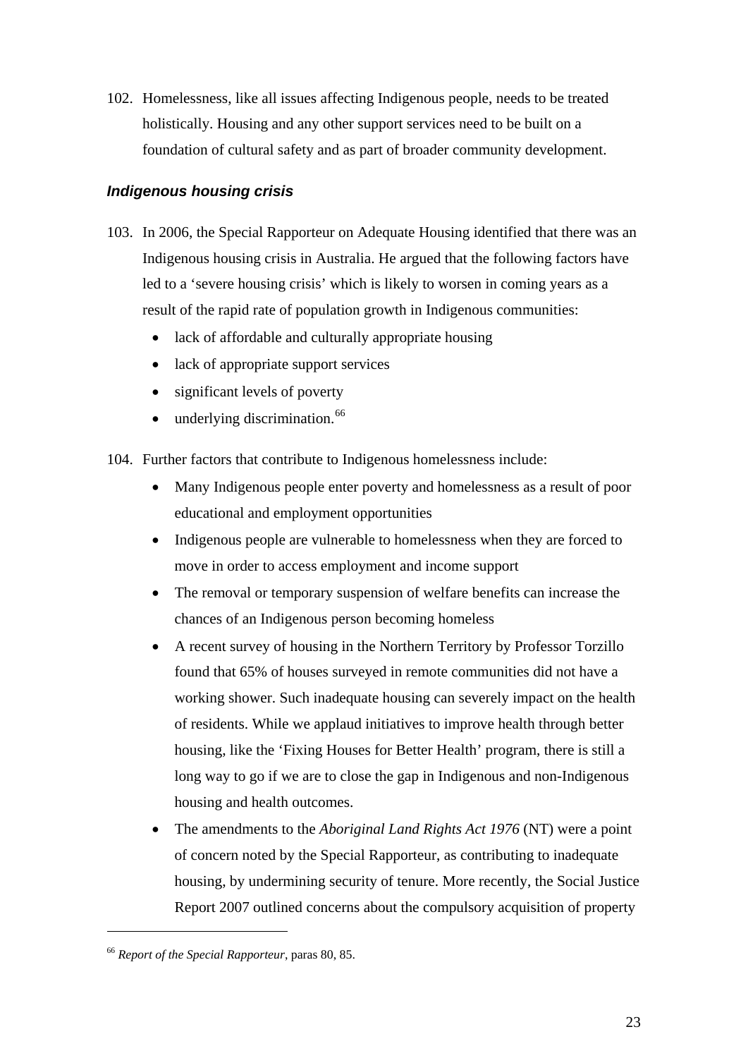102. Homelessness, like all issues affecting Indigenous people, needs to be treated holistically. Housing and any other support services need to be built on a foundation of cultural safety and as part of broader community development.

### *Indigenous housing crisis*

103. In 2006, the Special Rapporteur on Adequate Housing identified that there was an Indigenous housing crisis in Australia. He argued that the following factors have led to a 'severe housing crisis' which is likely to worsen in coming years as a result of the rapid rate of population growth in Indigenous communities:

    - lack of affordable and culturally appropriate housing
    - lack of appropriate support services
    - significant levels of poverty
    - underlying discrimination.[66]

104. Further factors that contribute to Indigenous homelessness include:

    - Many Indigenous people enter poverty and homelessness as a result of poor educational and employment opportunities
    - Indigenous people are vulnerable to homelessness when they are forced to move in order to access employment and income support
    - The removal or temporary suspension of welfare benefits can increase the chances of an Indigenous person becoming homeless
    - A recent survey of housing in the Northern Territory by Professor Torzillo found that 65% of houses surveyed in remote communities did not have a working shower. Such inadequate housing can severely impact on the health of residents. While we applaud initiatives to improve health through better housing, like the 'Fixing Houses for Better Health' program, there is still a long way to go if we are to close the gap in Indigenous and non-Indigenous housing and health outcomes.
    - The amendments to the *Aboriginal Land Rights Act 1976* (NT) were a point of concern noted by the Special Rapporteur, as contributing to inadequate housing, by undermining security of tenure. More recently, the Social Justice Report 2007 outlined concerns about the compulsory acquisition of property

---

[66] *Report of the Special Rapporteur*, paras 80, 85.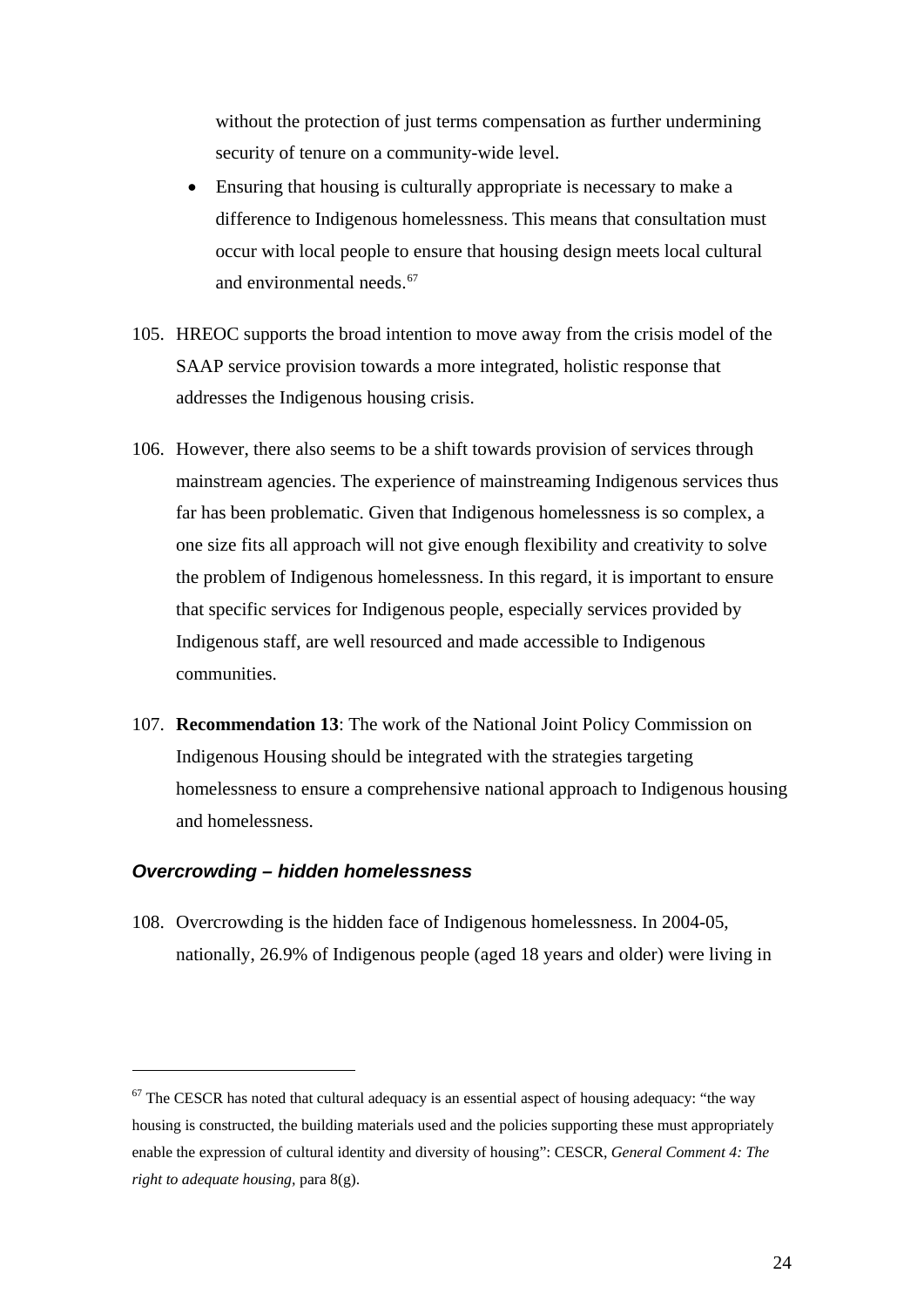without the protection of just terms compensation as further undermining security of tenure on a community-wide level.

- Ensuring that housing is culturally appropriate is necessary to make a difference to Indigenous homelessness. This means that consultation must occur with local people to ensure that housing design meets local cultural and environmental needs.[67]

105. HREOC supports the broad intention to move away from the crisis model of the SAAP service provision towards a more integrated, holistic response that addresses the Indigenous housing crisis.

106. However, there also seems to be a shift towards provision of services through mainstream agencies. The experience of mainstreaming Indigenous services thus far has been problematic. Given that Indigenous homelessness is so complex, a one size fits all approach will not give enough flexibility and creativity to solve the problem of Indigenous homelessness. In this regard, it is important to ensure that specific services for Indigenous people, especially services provided by Indigenous staff, are well resourced and made accessible to Indigenous communities.

107. **Recommendation 13**: The work of the National Joint Policy Commission on Indigenous Housing should be integrated with the strategies targeting homelessness to ensure a comprehensive national approach to Indigenous housing and homelessness.

### *Overcrowding – hidden homelessness*

108. Overcrowding is the hidden face of Indigenous homelessness. In 2004-05, nationally, 26.9% of Indigenous people (aged 18 years and older) were living in

---

[67] The CESCR has noted that cultural adequacy is an essential aspect of housing adequacy: "the way housing is constructed, the building materials used and the policies supporting these must appropriately enable the expression of cultural identity and diversity of housing": CESCR, *General Comment 4: The right to adequate housing*, para 8(g).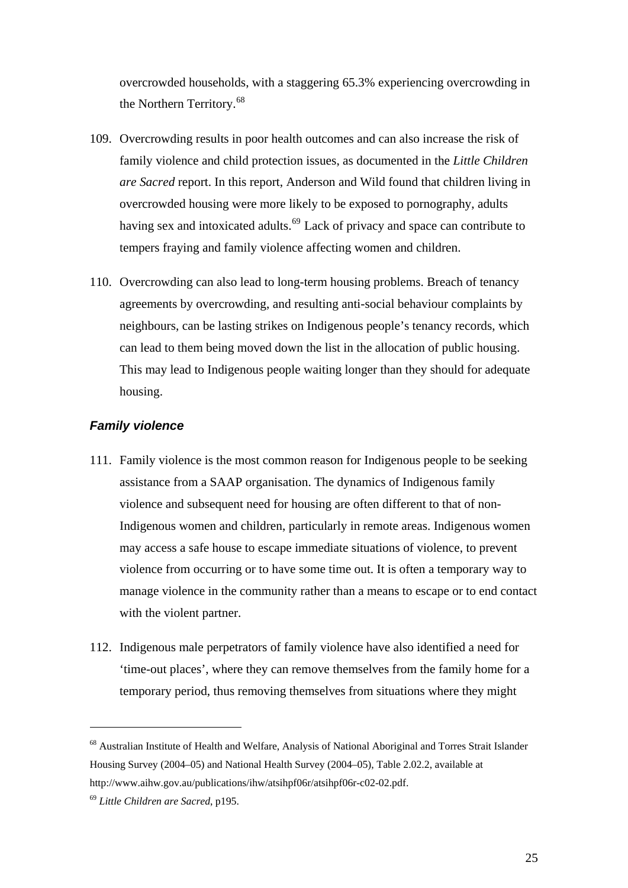overcrowded households, with a staggering 65.3% experiencing overcrowding in the Northern Territory.[68]

109. Overcrowding results in poor health outcomes and can also increase the risk of family violence and child protection issues, as documented in the *Little Children are Sacred* report. In this report, Anderson and Wild found that children living in overcrowded housing were more likely to be exposed to pornography, adults having sex and intoxicated adults.[69] Lack of privacy and space can contribute to tempers fraying and family violence affecting women and children.

110. Overcrowding can also lead to long-term housing problems. Breach of tenancy agreements by overcrowding, and resulting anti-social behaviour complaints by neighbours, can be lasting strikes on Indigenous people's tenancy records, which can lead to them being moved down the list in the allocation of public housing. This may lead to Indigenous people waiting longer than they should for adequate housing.

### *Family violence*

111. Family violence is the most common reason for Indigenous people to be seeking assistance from a SAAP organisation. The dynamics of Indigenous family violence and subsequent need for housing are often different to that of non-Indigenous women and children, particularly in remote areas. Indigenous women may access a safe house to escape immediate situations of violence, to prevent violence from occurring or to have some time out. It is often a temporary way to manage violence in the community rather than a means to escape or to end contact with the violent partner.

112. Indigenous male perpetrators of family violence have also identified a need for 'time-out places', where they can remove themselves from the family home for a temporary period, thus removing themselves from situations where they might

---

[68] Australian Institute of Health and Welfare, Analysis of National Aboriginal and Torres Strait Islander Housing Survey (2004–05) and National Health Survey (2004–05), Table 2.02.2, available at http://www.aihw.gov.au/publications/ihw/atsihpf06r/atsihpf06r-c02-02.pdf.

[69] *Little Children are Sacred*, p195.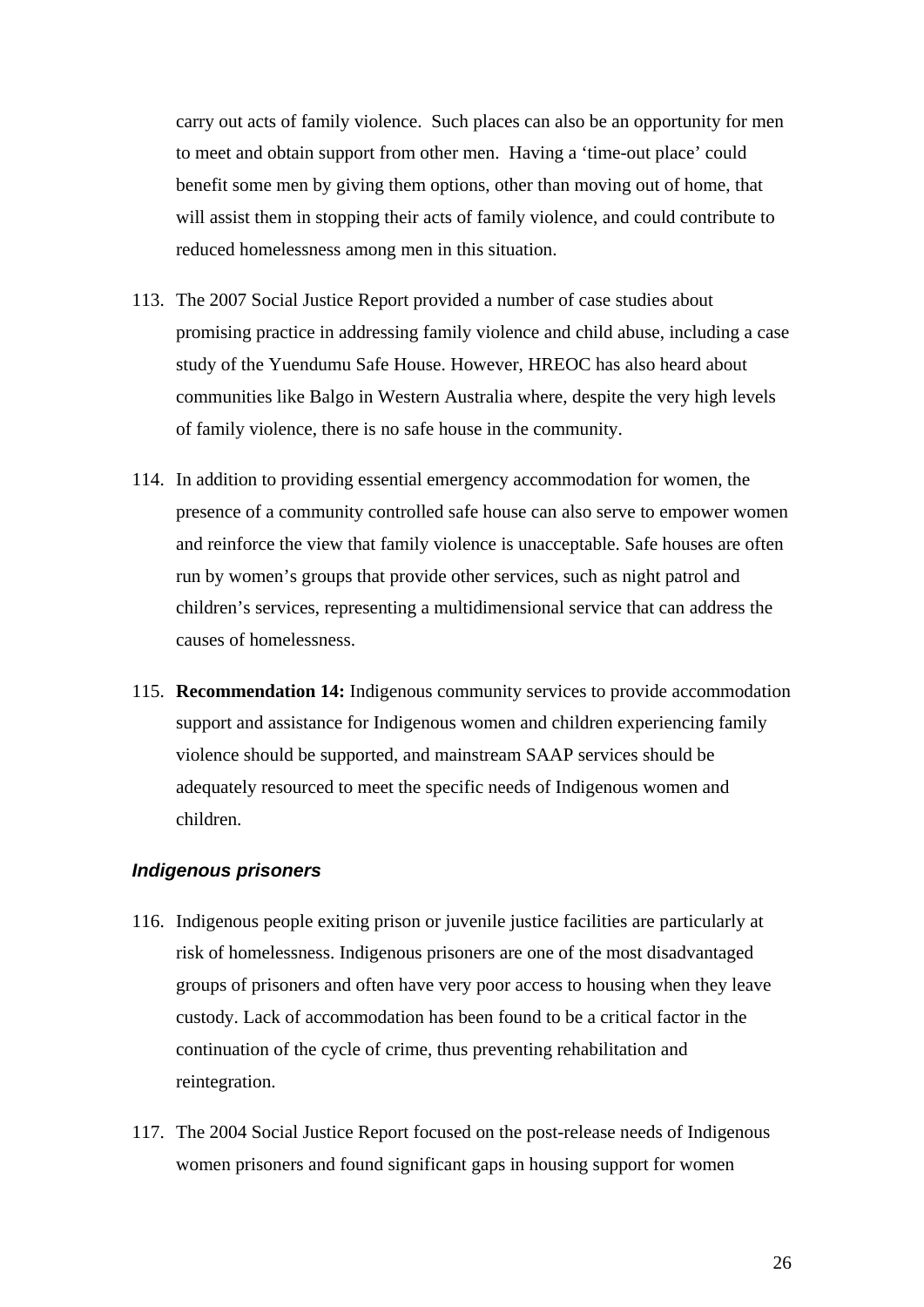carry out acts of family violence. Such places can also be an opportunity for men to meet and obtain support from other men. Having a 'time-out place' could benefit some men by giving them options, other than moving out of home, that will assist them in stopping their acts of family violence, and could contribute to reduced homelessness among men in this situation.

113. The 2007 Social Justice Report provided a number of case studies about promising practice in addressing family violence and child abuse, including a case study of the Yuendumu Safe House. However, HREOC has also heard about communities like Balgo in Western Australia where, despite the very high levels of family violence, there is no safe house in the community.

114. In addition to providing essential emergency accommodation for women, the presence of a community controlled safe house can also serve to empower women and reinforce the view that family violence is unacceptable. Safe houses are often run by women's groups that provide other services, such as night patrol and children's services, representing a multidimensional service that can address the causes of homelessness.

115. **Recommendation 14:** Indigenous community services to provide accommodation support and assistance for Indigenous women and children experiencing family violence should be supported, and mainstream SAAP services should be adequately resourced to meet the specific needs of Indigenous women and children.

### *Indigenous prisoners*

116. Indigenous people exiting prison or juvenile justice facilities are particularly at risk of homelessness. Indigenous prisoners are one of the most disadvantaged groups of prisoners and often have very poor access to housing when they leave custody. Lack of accommodation has been found to be a critical factor in the continuation of the cycle of crime, thus preventing rehabilitation and reintegration.

117. The 2004 Social Justice Report focused on the post-release needs of Indigenous women prisoners and found significant gaps in housing support for women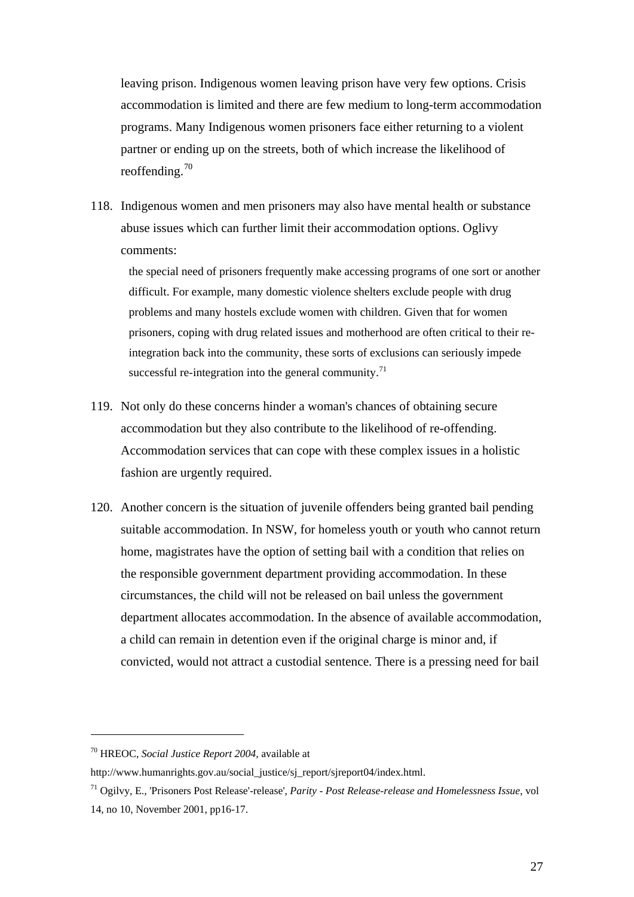leaving prison. Indigenous women leaving prison have very few options. Crisis accommodation is limited and there are few medium to long-term accommodation programs. Many Indigenous women prisoners face either returning to a violent partner or ending up on the streets, both of which increase the likelihood of reoffending.[70]

118. Indigenous women and men prisoners may also have mental health or substance abuse issues which can further limit their accommodation options. Oglivy comments:

> the special need of prisoners frequently make accessing programs of one sort or another difficult. For example, many domestic violence shelters exclude people with drug problems and many hostels exclude women with children. Given that for women prisoners, coping with drug related issues and motherhood are often critical to their re-integration back into the community, these sorts of exclusions can seriously impede successful re-integration into the general community.[71]

119. Not only do these concerns hinder a woman's chances of obtaining secure accommodation but they also contribute to the likelihood of re-offending. Accommodation services that can cope with these complex issues in a holistic fashion are urgently required.

120. Another concern is the situation of juvenile offenders being granted bail pending suitable accommodation. In NSW, for homeless youth or youth who cannot return home, magistrates have the option of setting bail with a condition that relies on the responsible government department providing accommodation. In these circumstances, the child will not be released on bail unless the government department allocates accommodation. In the absence of available accommodation, a child can remain in detention even if the original charge is minor and, if convicted, would not attract a custodial sentence. There is a pressing need for bail

---

[70] HREOC, *Social Justice Report 2004*, available at http://www.humanrights.gov.au/social_justice/sj_report/sjreport04/index.html.

[71] Ogilvy, E., 'Prisoners Post Release'-release', *Parity - Post Release-release and Homelessness Issue*, vol 14, no 10, November 2001, pp16-17.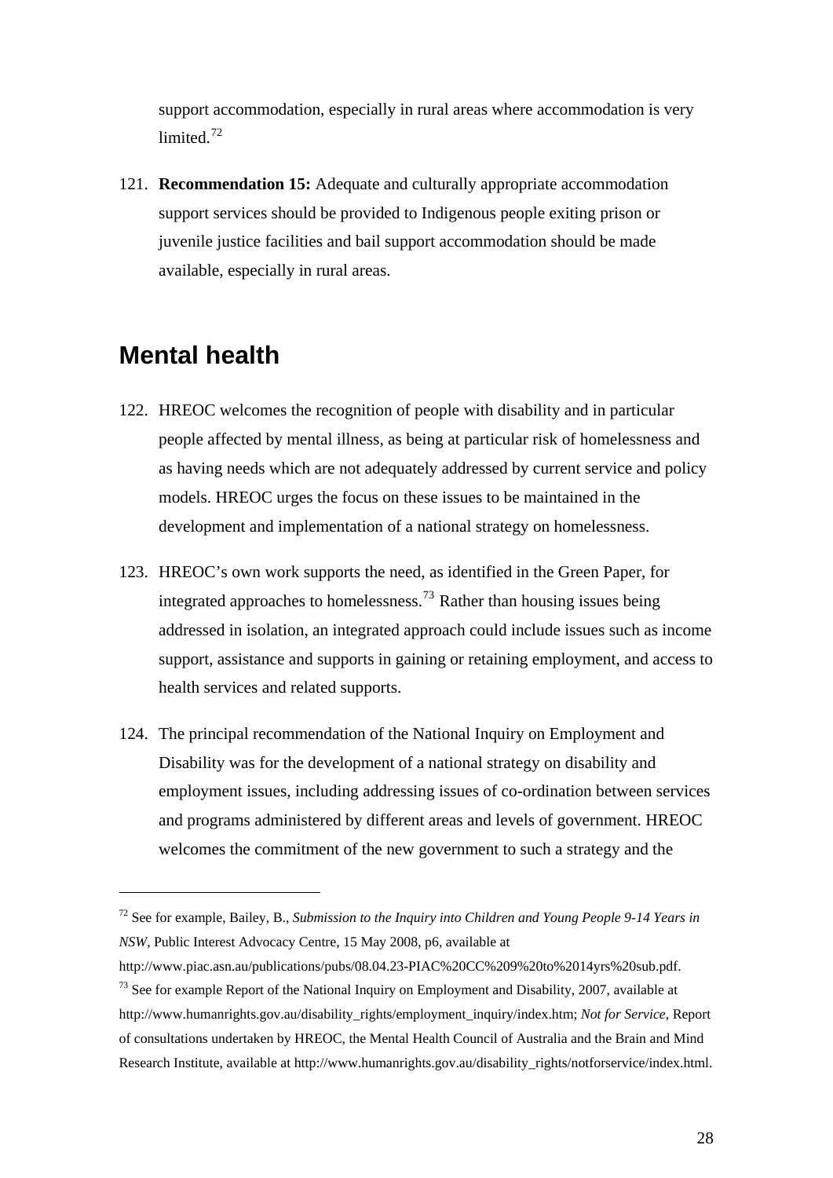support accommodation, especially in rural areas where accommodation is very limited.[72]

121. **Recommendation 15:** Adequate and culturally appropriate accommodation support services should be provided to Indigenous people exiting prison or juvenile justice facilities and bail support accommodation should be made available, especially in rural areas.

## Mental health

122. HREOC welcomes the recognition of people with disability and in particular people affected by mental illness, as being at particular risk of homelessness and as having needs which are not adequately addressed by current service and policy models. HREOC urges the focus on these issues to be maintained in the development and implementation of a national strategy on homelessness.

123. HREOC's own work supports the need, as identified in the Green Paper, for integrated approaches to homelessness.[73] Rather than housing issues being addressed in isolation, an integrated approach could include issues such as income support, assistance and supports in gaining or retaining employment, and access to health services and related supports.

124. The principal recommendation of the National Inquiry on Employment and Disability was for the development of a national strategy on disability and employment issues, including addressing issues of co-ordination between services and programs administered by different areas and levels of government. HREOC welcomes the commitment of the new government to such a strategy and the

---

[72] See for example, Bailey, B., *Submission to the Inquiry into Children and Young People 9-14 Years in NSW*, Public Interest Advocacy Centre, 15 May 2008, p6, available at http://www.piac.asn.au/publications/pubs/08.04.23-PIAC%20CC%209%20to%2014yrs%20sub.pdf.

[73] See for example Report of the National Inquiry on Employment and Disability, 2007, available at http://www.humanrights.gov.au/disability_rights/employment_inquiry/index.htm; *Not for Service*, Report of consultations undertaken by HREOC, the Mental Health Council of Australia and the Brain and Mind Research Institute, available at http://www.humanrights.gov.au/disability_rights/notforservice/index.html.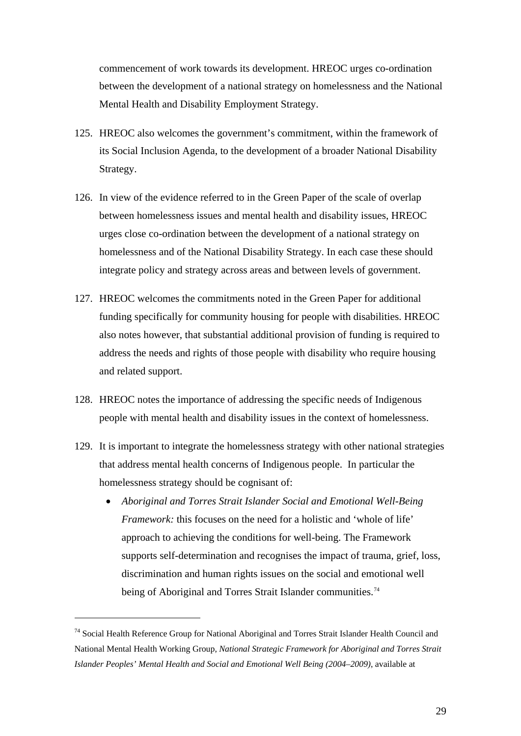commencement of work towards its development. HREOC urges co-ordination between the development of a national strategy on homelessness and the National Mental Health and Disability Employment Strategy.

125. HREOC also welcomes the government's commitment, within the framework of its Social Inclusion Agenda, to the development of a broader National Disability Strategy.

126. In view of the evidence referred to in the Green Paper of the scale of overlap between homelessness issues and mental health and disability issues, HREOC urges close co-ordination between the development of a national strategy on homelessness and of the National Disability Strategy. In each case these should integrate policy and strategy across areas and between levels of government.

127. HREOC welcomes the commitments noted in the Green Paper for additional funding specifically for community housing for people with disabilities. HREOC also notes however, that substantial additional provision of funding is required to address the needs and rights of those people with disability who require housing and related support.

128. HREOC notes the importance of addressing the specific needs of Indigenous people with mental health and disability issues in the context of homelessness.

129. It is important to integrate the homelessness strategy with other national strategies that address mental health concerns of Indigenous people. In particular the homelessness strategy should be cognisant of:

    - *Aboriginal and Torres Strait Islander Social and Emotional Well-Being Framework:* this focuses on the need for a holistic and 'whole of life' approach to achieving the conditions for well-being. The Framework supports self-determination and recognises the impact of trauma, grief, loss, discrimination and human rights issues on the social and emotional well being of Aboriginal and Torres Strait Islander communities.[74]

---

[74] Social Health Reference Group for National Aboriginal and Torres Strait Islander Health Council and National Mental Health Working Group, *National Strategic Framework for Aboriginal and Torres Strait Islander Peoples' Mental Health and Social and Emotional Well Being (2004–2009)*, available at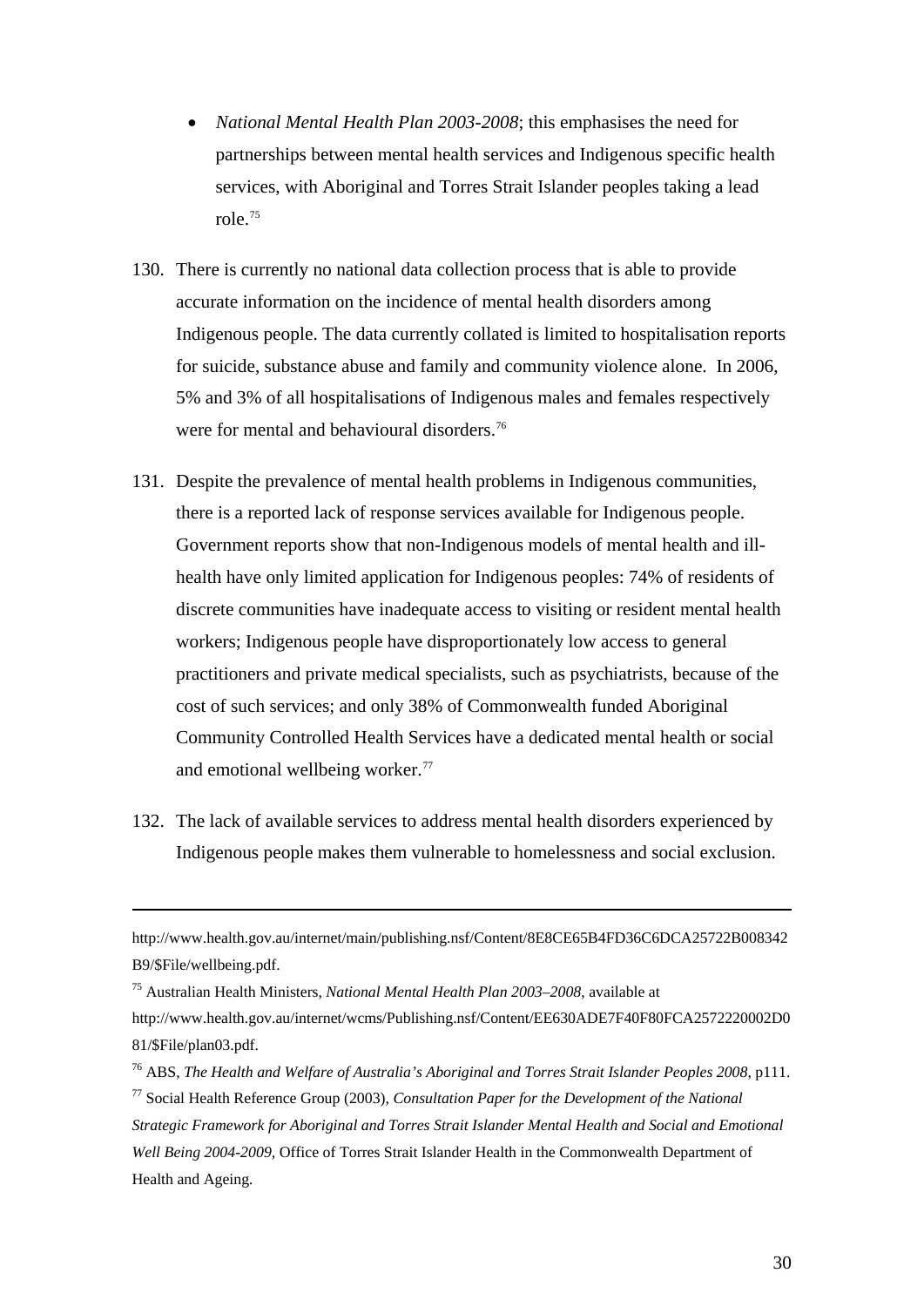- *National Mental Health Plan 2003-2008*; this emphasises the need for partnerships between mental health services and Indigenous specific health services, with Aboriginal and Torres Strait Islander peoples taking a lead role.[75]

130. There is currently no national data collection process that is able to provide accurate information on the incidence of mental health disorders among Indigenous people. The data currently collated is limited to hospitalisation reports for suicide, substance abuse and family and community violence alone. In 2006, 5% and 3% of all hospitalisations of Indigenous males and females respectively were for mental and behavioural disorders.[76]

131. Despite the prevalence of mental health problems in Indigenous communities, there is a reported lack of response services available for Indigenous people. Government reports show that non-Indigenous models of mental health and ill-health have only limited application for Indigenous peoples: 74% of residents of discrete communities have inadequate access to visiting or resident mental health workers; Indigenous people have disproportionately low access to general practitioners and private medical specialists, such as psychiatrists, because of the cost of such services; and only 38% of Commonwealth funded Aboriginal Community Controlled Health Services have a dedicated mental health or social and emotional wellbeing worker.[77]

132. The lack of available services to address mental health disorders experienced by Indigenous people makes them vulnerable to homelessness and social exclusion.

---

http://www.health.gov.au/internet/main/publishing.nsf/Content/8E8CE65B4FD36C6DCA25722B008342B9/$File/wellbeing.pdf.

[75] Australian Health Ministers, *National Mental Health Plan 2003–2008,* available at http://www.health.gov.au/internet/wcms/Publishing.nsf/Content/EE630ADE7F40F80FCA2572220002D081/$File/plan03.pdf.

[76] ABS, *The Health and Welfare of Australia's Aboriginal and Torres Strait Islander Peoples 2008,* p111.

[77] Social Health Reference Group (2003), *Consultation Paper for the Development of the National Strategic Framework for Aboriginal and Torres Strait Islander Mental Health and Social and Emotional Well Being 2004-2009,* Office of Torres Strait Islander Health in the Commonwealth Department of Health and Ageing.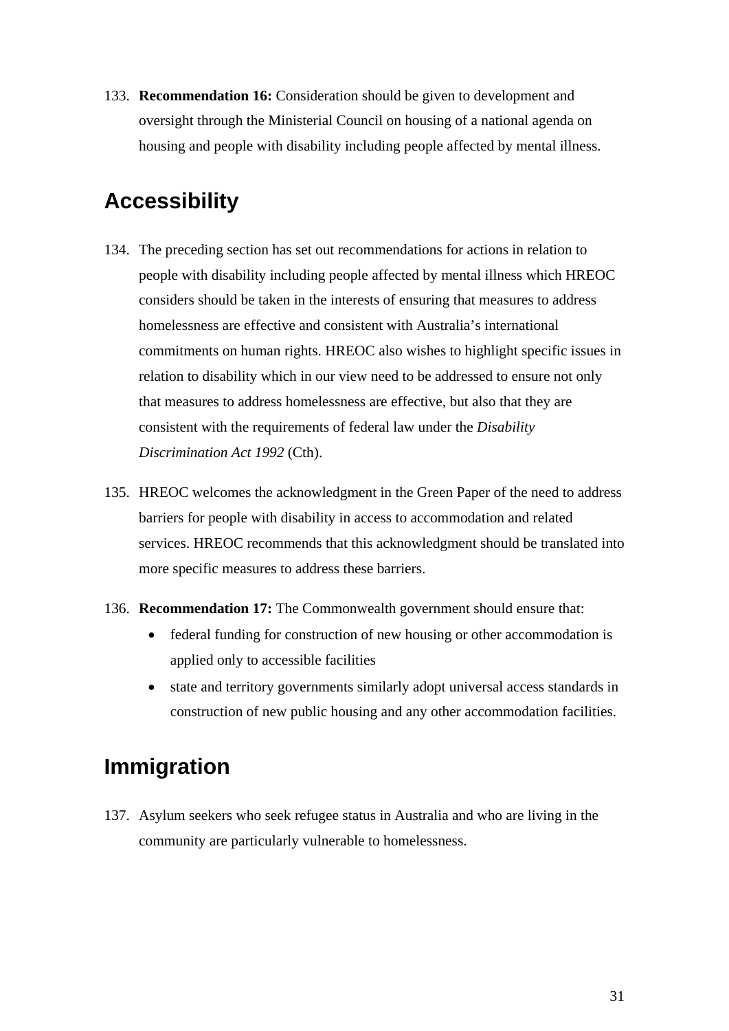133. **Recommendation 16:** Consideration should be given to development and oversight through the Ministerial Council on housing of a national agenda on housing and people with disability including people affected by mental illness.

## Accessibility

134. The preceding section has set out recommendations for actions in relation to people with disability including people affected by mental illness which HREOC considers should be taken in the interests of ensuring that measures to address homelessness are effective and consistent with Australia's international commitments on human rights. HREOC also wishes to highlight specific issues in relation to disability which in our view need to be addressed to ensure not only that measures to address homelessness are effective, but also that they are consistent with the requirements of federal law under the *Disability Discrimination Act 1992* (Cth).

135. HREOC welcomes the acknowledgment in the Green Paper of the need to address barriers for people with disability in access to accommodation and related services. HREOC recommends that this acknowledgment should be translated into more specific measures to address these barriers.

136. **Recommendation 17:** The Commonwealth government should ensure that:
    - federal funding for construction of new housing or other accommodation is applied only to accessible facilities
    - state and territory governments similarly adopt universal access standards in construction of new public housing and any other accommodation facilities.

## Immigration

137. Asylum seekers who seek refugee status in Australia and who are living in the community are particularly vulnerable to homelessness.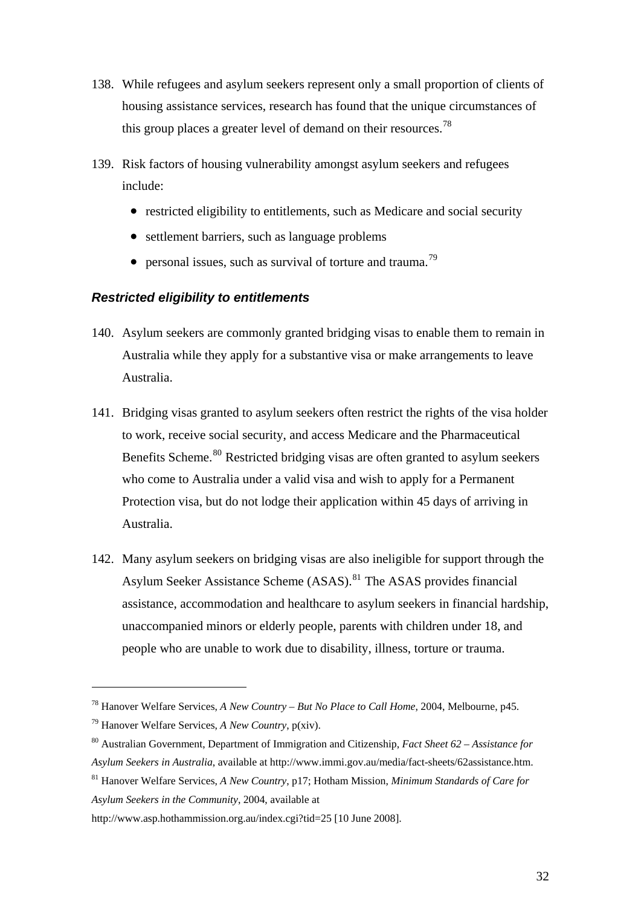138. While refugees and asylum seekers represent only a small proportion of clients of housing assistance services, research has found that the unique circumstances of this group places a greater level of demand on their resources.[78]

139. Risk factors of housing vulnerability amongst asylum seekers and refugees include:

    - restricted eligibility to entitlements, such as Medicare and social security
    - settlement barriers, such as language problems
    - personal issues, such as survival of torture and trauma.[79]

### *Restricted eligibility to entitlements*

140. Asylum seekers are commonly granted bridging visas to enable them to remain in Australia while they apply for a substantive visa or make arrangements to leave Australia.

141. Bridging visas granted to asylum seekers often restrict the rights of the visa holder to work, receive social security, and access Medicare and the Pharmaceutical Benefits Scheme.[80] Restricted bridging visas are often granted to asylum seekers who come to Australia under a valid visa and wish to apply for a Permanent Protection visa, but do not lodge their application within 45 days of arriving in Australia.

142. Many asylum seekers on bridging visas are also ineligible for support through the Asylum Seeker Assistance Scheme (ASAS).[81] The ASAS provides financial assistance, accommodation and healthcare to asylum seekers in financial hardship, unaccompanied minors or elderly people, parents with children under 18, and people who are unable to work due to disability, illness, torture or trauma.

---

[78] Hanover Welfare Services, *A New Country – But No Place to Call Home*, 2004, Melbourne, p45.

[79] Hanover Welfare Services, *A New Country*, p(xiv).

[80] Australian Government, Department of Immigration and Citizenship, *Fact Sheet 62 – Assistance for Asylum Seekers in Australia*, available at http://www.immi.gov.au/media/fact-sheets/62assistance.htm.

[81] Hanover Welfare Services, *A New Country*, p17; Hotham Mission, *Minimum Standards of Care for Asylum Seekers in the Community*, 2004, available at http://www.asp.hothammission.org.au/index.cgi?tid=25 [10 June 2008].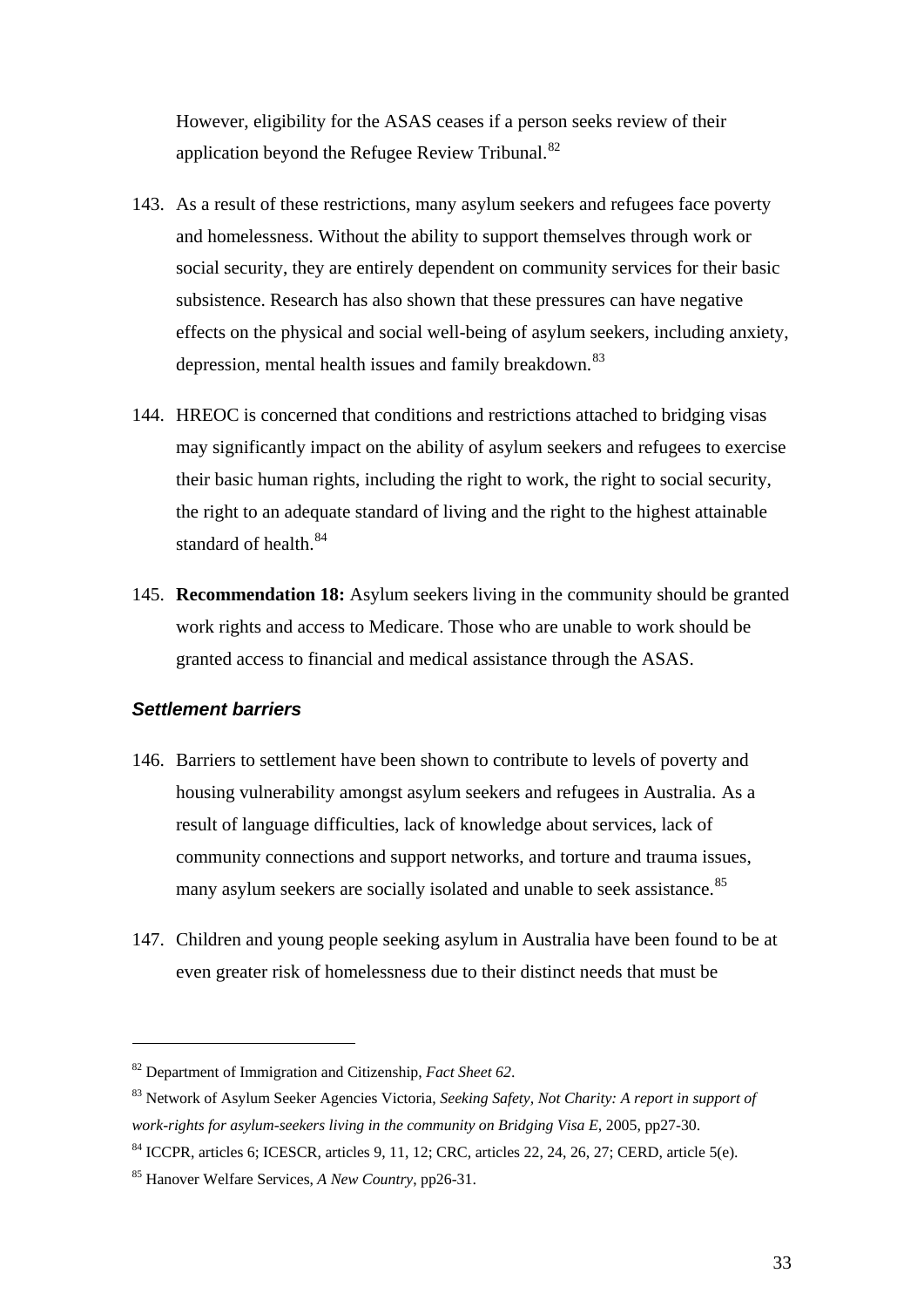However, eligibility for the ASAS ceases if a person seeks review of their application beyond the Refugee Review Tribunal.[82]

143. As a result of these restrictions, many asylum seekers and refugees face poverty and homelessness. Without the ability to support themselves through work or social security, they are entirely dependent on community services for their basic subsistence. Research has also shown that these pressures can have negative effects on the physical and social well-being of asylum seekers, including anxiety, depression, mental health issues and family breakdown.[83]

144. HREOC is concerned that conditions and restrictions attached to bridging visas may significantly impact on the ability of asylum seekers and refugees to exercise their basic human rights, including the right to work, the right to social security, the right to an adequate standard of living and the right to the highest attainable standard of health.[84]

145. **Recommendation 18:** Asylum seekers living in the community should be granted work rights and access to Medicare. Those who are unable to work should be granted access to financial and medical assistance through the ASAS.

### *Settlement barriers*

146. Barriers to settlement have been shown to contribute to levels of poverty and housing vulnerability amongst asylum seekers and refugees in Australia. As a result of language difficulties, lack of knowledge about services, lack of community connections and support networks, and torture and trauma issues, many asylum seekers are socially isolated and unable to seek assistance.[85]

147. Children and young people seeking asylum in Australia have been found to be at even greater risk of homelessness due to their distinct needs that must be

---

[82] Department of Immigration and Citizenship, *Fact Sheet 62*.

[83] Network of Asylum Seeker Agencies Victoria, *Seeking Safety, Not Charity: A report in support of work-rights for asylum-seekers living in the community on Bridging Visa E*, 2005, pp27-30.

[84] ICCPR, articles 6; ICESCR, articles 9, 11, 12; CRC, articles 22, 24, 26, 27; CERD, article 5(e).

[85] Hanover Welfare Services, *A New Country*, pp26-31.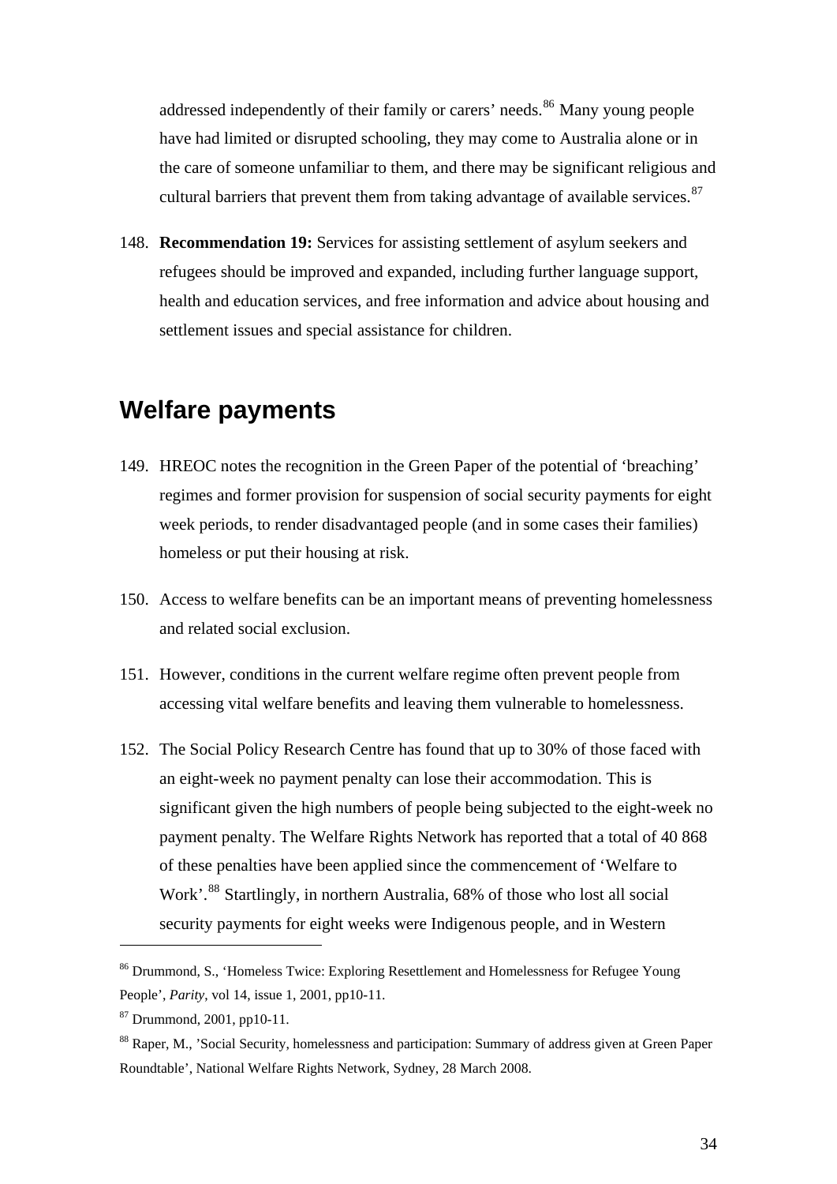addressed independently of their family or carers' needs.[86] Many young people have had limited or disrupted schooling, they may come to Australia alone or in the care of someone unfamiliar to them, and there may be significant religious and cultural barriers that prevent them from taking advantage of available services.[87]

148. **Recommendation 19:** Services for assisting settlement of asylum seekers and refugees should be improved and expanded, including further language support, health and education services, and free information and advice about housing and settlement issues and special assistance for children.

## Welfare payments

149. HREOC notes the recognition in the Green Paper of the potential of 'breaching' regimes and former provision for suspension of social security payments for eight week periods, to render disadvantaged people (and in some cases their families) homeless or put their housing at risk.

150. Access to welfare benefits can be an important means of preventing homelessness and related social exclusion.

151. However, conditions in the current welfare regime often prevent people from accessing vital welfare benefits and leaving them vulnerable to homelessness.

152. The Social Policy Research Centre has found that up to 30% of those faced with an eight-week no payment penalty can lose their accommodation. This is significant given the high numbers of people being subjected to the eight-week no payment penalty. The Welfare Rights Network has reported that a total of 40 868 of these penalties have been applied since the commencement of 'Welfare to Work'.[88] Startlingly, in northern Australia, 68% of those who lost all social security payments for eight weeks were Indigenous people, and in Western

---

[86] Drummond, S., 'Homeless Twice: Exploring Resettlement and Homelessness for Refugee Young People', *Parity*, vol 14, issue 1, 2001, pp10-11.

[87] Drummond, 2001, pp10-11.

[88] Raper, M., 'Social Security, homelessness and participation: Summary of address given at Green Paper Roundtable', National Welfare Rights Network, Sydney, 28 March 2008.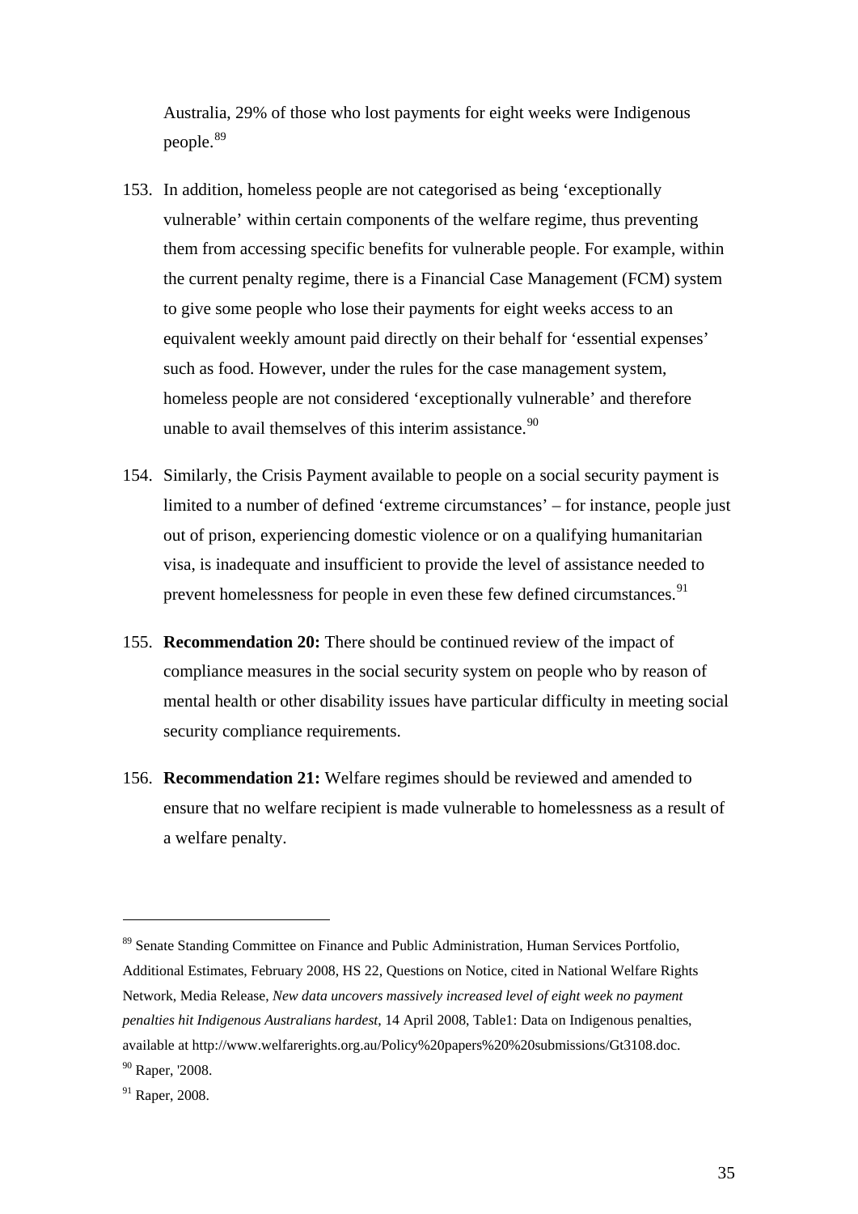Australia, 29% of those who lost payments for eight weeks were Indigenous people.[89]

153. In addition, homeless people are not categorised as being ‘exceptionally vulnerable’ within certain components of the welfare regime, thus preventing them from accessing specific benefits for vulnerable people. For example, within the current penalty regime, there is a Financial Case Management (FCM) system to give some people who lose their payments for eight weeks access to an equivalent weekly amount paid directly on their behalf for ‘essential expenses’ such as food. However, under the rules for the case management system, homeless people are not considered ‘exceptionally vulnerable’ and therefore unable to avail themselves of this interim assistance.[90]

154. Similarly, the Crisis Payment available to people on a social security payment is limited to a number of defined ‘extreme circumstances’ – for instance, people just out of prison, experiencing domestic violence or on a qualifying humanitarian visa, is inadequate and insufficient to provide the level of assistance needed to prevent homelessness for people in even these few defined circumstances.[91]

155. **Recommendation 20:** There should be continued review of the impact of compliance measures in the social security system on people who by reason of mental health or other disability issues have particular difficulty in meeting social security compliance requirements.

156. **Recommendation 21:** Welfare regimes should be reviewed and amended to ensure that no welfare recipient is made vulnerable to homelessness as a result of a welfare penalty.

---

[89] Senate Standing Committee on Finance and Public Administration, Human Services Portfolio, Additional Estimates, February 2008, HS 22, Questions on Notice, cited in National Welfare Rights Network, Media Release, *New data uncovers massively increased level of eight week no payment penalties hit Indigenous Australians hardest*, 14 April 2008, Table1: Data on Indigenous penalties, available at http://www.welfarerights.org.au/Policy%20papers%20%20submissions/Gt3108.doc.

[90] Raper, '2008.

[91] Raper, 2008.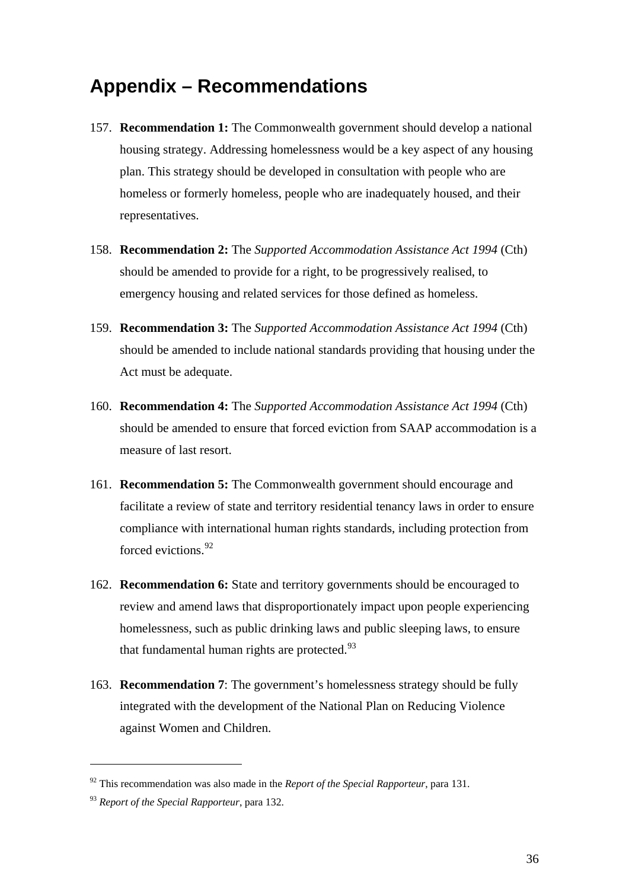# Appendix – Recommendations

157. **Recommendation 1:** The Commonwealth government should develop a national housing strategy. Addressing homelessness would be a key aspect of any housing plan. This strategy should be developed in consultation with people who are homeless or formerly homeless, people who are inadequately housed, and their representatives.

158. **Recommendation 2:** The *Supported Accommodation Assistance Act 1994* (Cth) should be amended to provide for a right, to be progressively realised, to emergency housing and related services for those defined as homeless.

159. **Recommendation 3:** The *Supported Accommodation Assistance Act 1994* (Cth) should be amended to include national standards providing that housing under the Act must be adequate.

160. **Recommendation 4:** The *Supported Accommodation Assistance Act 1994* (Cth) should be amended to ensure that forced eviction from SAAP accommodation is a measure of last resort.

161. **Recommendation 5:** The Commonwealth government should encourage and facilitate a review of state and territory residential tenancy laws in order to ensure compliance with international human rights standards, including protection from forced evictions.[92]

162. **Recommendation 6:** State and territory governments should be encouraged to review and amend laws that disproportionately impact upon people experiencing homelessness, such as public drinking laws and public sleeping laws, to ensure that fundamental human rights are protected.[93]

163. **Recommendation 7**: The government's homelessness strategy should be fully integrated with the development of the National Plan on Reducing Violence against Women and Children.

---

[92] This recommendation was also made in the *Report of the Special Rapporteur*, para 131.

[93] *Report of the Special Rapporteur*, para 132.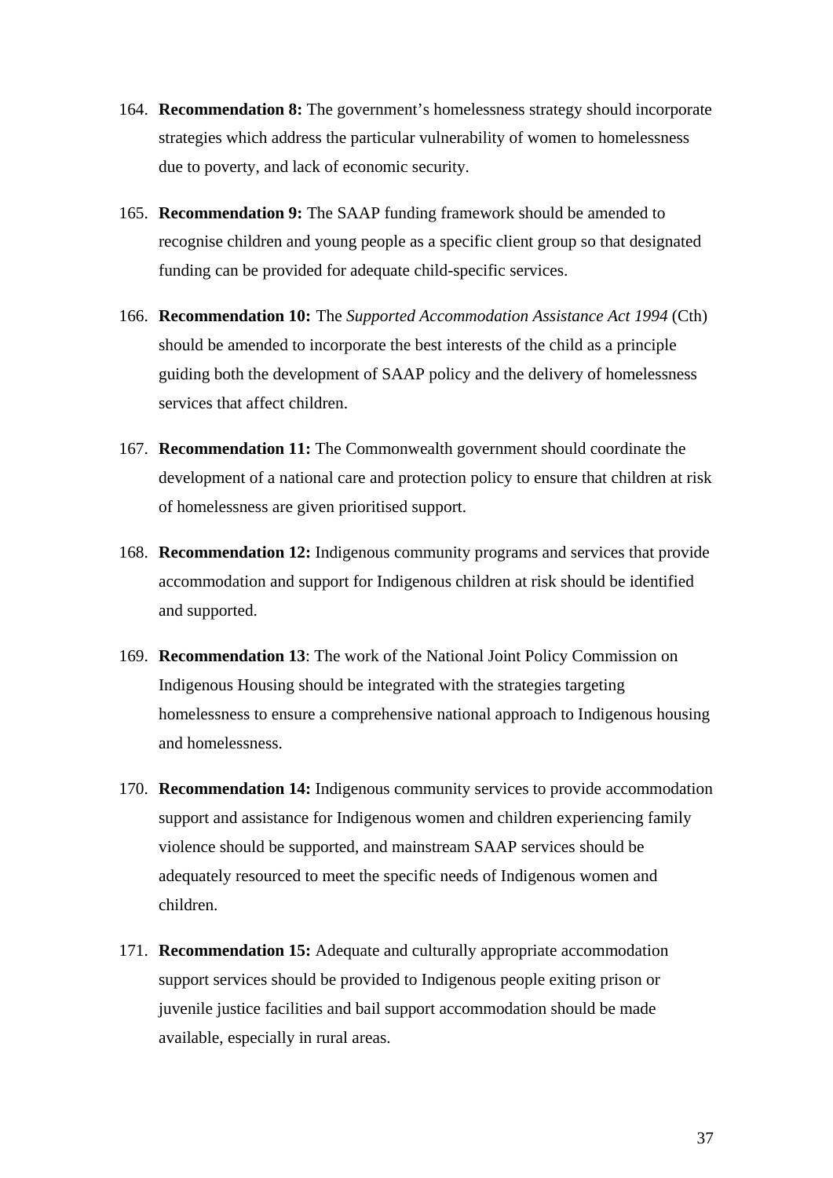164. **Recommendation 8:** The government's homelessness strategy should incorporate strategies which address the particular vulnerability of women to homelessness due to poverty, and lack of economic security.

165. **Recommendation 9:** The SAAP funding framework should be amended to recognise children and young people as a specific client group so that designated funding can be provided for adequate child-specific services.

166. **Recommendation 10:** The *Supported Accommodation Assistance Act 1994* (Cth) should be amended to incorporate the best interests of the child as a principle guiding both the development of SAAP policy and the delivery of homelessness services that affect children.

167. **Recommendation 11:** The Commonwealth government should coordinate the development of a national care and protection policy to ensure that children at risk of homelessness are given prioritised support.

168. **Recommendation 12:** Indigenous community programs and services that provide accommodation and support for Indigenous children at risk should be identified and supported.

169. **Recommendation 13**: The work of the National Joint Policy Commission on Indigenous Housing should be integrated with the strategies targeting homelessness to ensure a comprehensive national approach to Indigenous housing and homelessness.

170. **Recommendation 14:** Indigenous community services to provide accommodation support and assistance for Indigenous women and children experiencing family violence should be supported, and mainstream SAAP services should be adequately resourced to meet the specific needs of Indigenous women and children.

171. **Recommendation 15:** Adequate and culturally appropriate accommodation support services should be provided to Indigenous people exiting prison or juvenile justice facilities and bail support accommodation should be made available, especially in rural areas.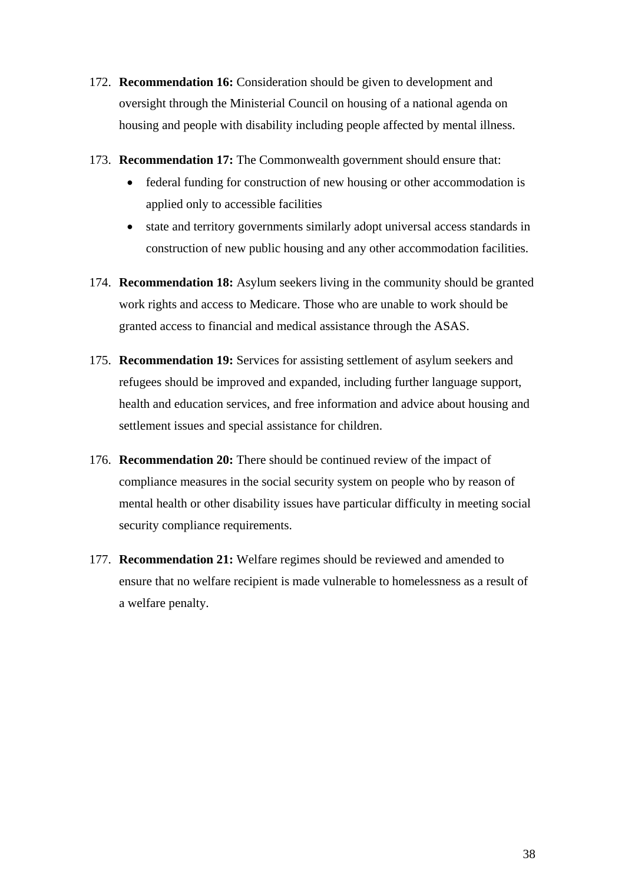172. **Recommendation 16:** Consideration should be given to development and oversight through the Ministerial Council on housing of a national agenda on housing and people with disability including people affected by mental illness.

173. **Recommendation 17:** The Commonwealth government should ensure that:
    - federal funding for construction of new housing or other accommodation is applied only to accessible facilities
    - state and territory governments similarly adopt universal access standards in construction of new public housing and any other accommodation facilities.

174. **Recommendation 18:** Asylum seekers living in the community should be granted work rights and access to Medicare. Those who are unable to work should be granted access to financial and medical assistance through the ASAS.

175. **Recommendation 19:** Services for assisting settlement of asylum seekers and refugees should be improved and expanded, including further language support, health and education services, and free information and advice about housing and settlement issues and special assistance for children.

176. **Recommendation 20:** There should be continued review of the impact of compliance measures in the social security system on people who by reason of mental health or other disability issues have particular difficulty in meeting social security compliance requirements.

177. **Recommendation 21:** Welfare regimes should be reviewed and amended to ensure that no welfare recipient is made vulnerable to homelessness as a result of a welfare penalty.